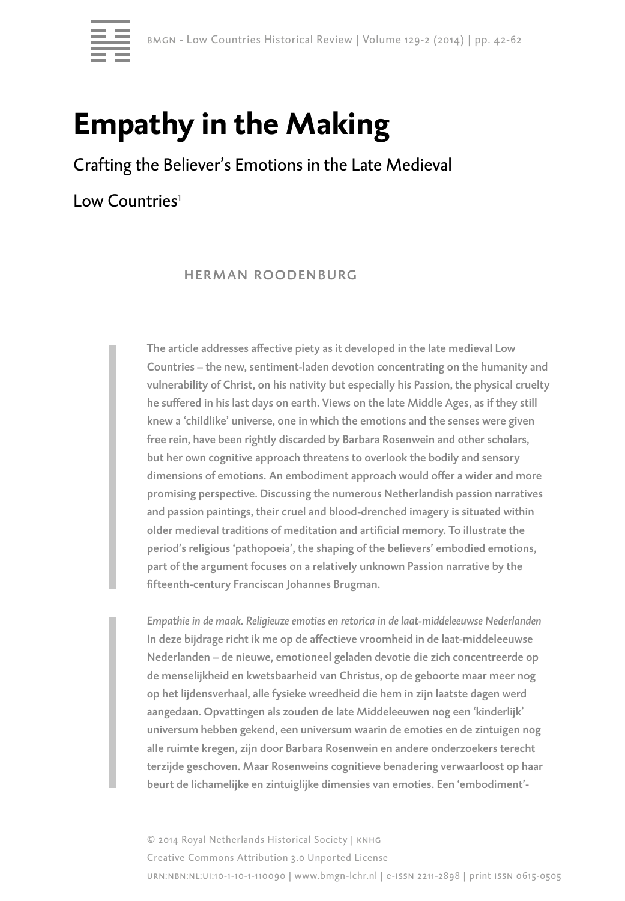# Empathy in the Making

## Crafting the Believer's Emotions in the Late Medieval Low Countries[1]

HERMAN ROODENBURG

**The article addresses affective piety as it developed in the late medieval Low Countries – the new, sentiment-laden devotion concentrating on the humanity and vulnerability of Christ, on his nativity but especially his Passion, the physical cruelty he suffered in his last days on earth. Views on the late Middle Ages, as if they still knew a 'childlike' universe, one in which the emotions and the senses were given free rein, have been rightly discarded by Barbara Rosenwein and other scholars, but her own cognitive approach threatens to overlook the bodily and sensory dimensions of emotions. An embodiment approach would offer a wider and more promising perspective. Discussing the numerous Netherlandish passion narratives and passion paintings, their cruel and blood-drenched imagery is situated within older medieval traditions of meditation and artificial memory. To illustrate the period's religious 'pathopoeia', the shaping of the believers' embodied emotions, part of the argument focuses on a relatively unknown Passion narrative by the fifteenth-century Franciscan Johannes Brugman.**

*Empathie in de maak. Religieuze emoties en retorica in de laat-middeleeuwse Nederlanden*
**In deze bijdrage richt ik me op de affectieve vroomheid in de laat-middeleeuwse Nederlanden – de nieuwe, emotioneel geladen devotie die zich concentreerde op de menselijkheid en kwetsbaarheid van Christus, op de geboorte maar meer nog op het lijdensverhaal, alle fysieke wreedheid die hem in zijn laatste dagen werd aangedaan. Opvattingen als zouden de late Middeleeuwen nog een 'kinderlijk' universum hebben gekend, een universum waarin de emoties en de zintuigen nog alle ruimte kregen, zijn door Barbara Rosenwein en andere onderzoekers terecht terzijde geschoven. Maar Rosenweins cognitieve benadering verwaarloost op haar beurt de lichamelijke en zintuiglijke dimensies van emoties. Een 'embodiment'-**

© 2014 Royal Netherlands Historical Society | KNHG
Creative Commons Attribution 3.0 Unported License
URN:NBN:NL:UI:10-1-10-1-110090 | www.bmgn-lchr.nl | E-ISSN 2211-2898 | print ISSN 0615-0505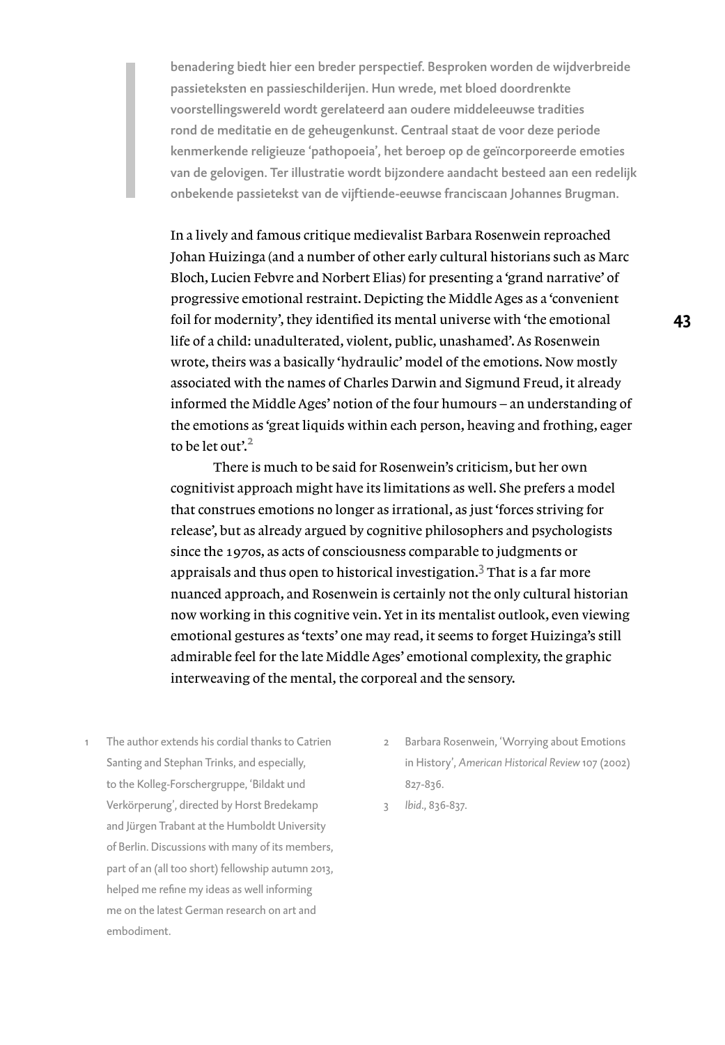**benadering biedt hier een breder perspectief. Besproken worden de wijdverbreide passieteksten en passieschilderijen. Hun wrede, met bloed doordrenkte voorstellingswereld wordt gerelateerd aan oudere middeleeuwse tradities rond de meditatie en de geheugenkunst. Centraal staat de voor deze periode kenmerkende religieuze 'pathopoeia', het beroep op de geïncorporeerde emoties van de gelovigen. Ter illustratie wordt bijzondere aandacht besteed aan een redelijk onbekende passietekst van de vijftiende-eeuwse franciscaan Johannes Brugman.**

In a lively and famous critique medievalist Barbara Rosenwein reproached Johan Huizinga (and a number of other early cultural historians such as Marc Bloch, Lucien Febvre and Norbert Elias) for presenting a 'grand narrative' of progressive emotional restraint. Depicting the Middle Ages as a 'convenient foil for modernity', they identified its mental universe with 'the emotional life of a child: unadulterated, violent, public, unashamed'. As Rosenwein wrote, theirs was a basically 'hydraulic' model of the emotions. Now mostly associated with the names of Charles Darwin and Sigmund Freud, it already informed the Middle Ages' notion of the four humours – an understanding of the emotions as 'great liquids within each person, heaving and frothing, eager to be let out'.[2]

There is much to be said for Rosenwein's criticism, but her own cognitivist approach might have its limitations as well. She prefers a model that construes emotions no longer as irrational, as just 'forces striving for release', but as already argued by cognitive philosophers and psychologists since the 1970s, as acts of consciousness comparable to judgments or appraisals and thus open to historical investigation.[3] That is a far more nuanced approach, and Rosenwein is certainly not the only cultural historian now working in this cognitive vein. Yet in its mentalist outlook, even viewing emotional gestures as 'texts' one may read, it seems to forget Huizinga's still admirable feel for the late Middle Ages' emotional complexity, the graphic interweaving of the mental, the corporeal and the sensory.

1 The author extends his cordial thanks to Catrien Santing and Stephan Trinks, and especially, to the Kolleg-Forschergruppe, 'Bildakt und Verkörperung', directed by Horst Bredekamp and Jürgen Trabant at the Humboldt University of Berlin. Discussions with many of its members, part of an (all too short) fellowship autumn 2013, helped me refine my ideas as well informing me on the latest German research on art and embodiment.

2 Barbara Rosenwein, 'Worrying about Emotions in History', *American Historical Review* 107 (2002) 827-836.

3 *Ibid*., 836-837.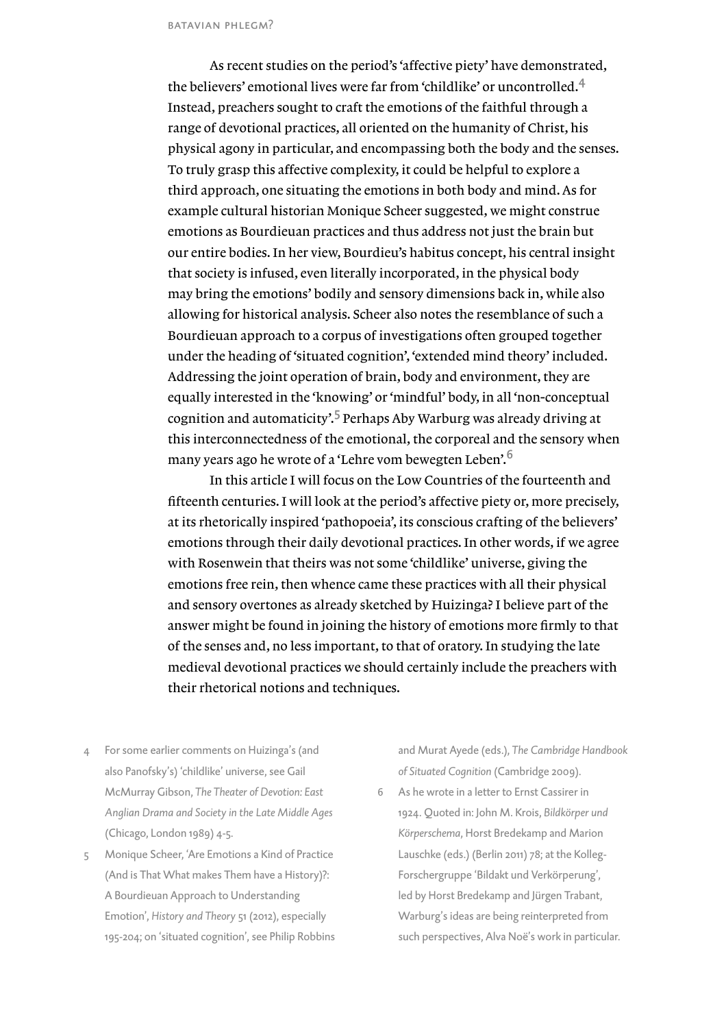As recent studies on the period's 'affective piety' have demonstrated, the believers' emotional lives were far from 'childlike' or uncontrolled.[4] Instead, preachers sought to craft the emotions of the faithful through a range of devotional practices, all oriented on the humanity of Christ, his physical agony in particular, and encompassing both the body and the senses. To truly grasp this affective complexity, it could be helpful to explore a third approach, one situating the emotions in both body and mind. As for example cultural historian Monique Scheer suggested, we might construe emotions as Bourdieuan practices and thus address not just the brain but our entire bodies. In her view, Bourdieu's habitus concept, his central insight that society is infused, even literally incorporated, in the physical body may bring the emotions' bodily and sensory dimensions back in, while also allowing for historical analysis. Scheer also notes the resemblance of such a Bourdieuan approach to a corpus of investigations often grouped together under the heading of 'situated cognition', 'extended mind theory' included. Addressing the joint operation of brain, body and environment, they are equally interested in the 'knowing' or 'mindful' body, in all 'non-conceptual cognition and automaticity'.[5] Perhaps Aby Warburg was already driving at this interconnectedness of the emotional, the corporeal and the sensory when many years ago he wrote of a 'Lehre vom bewegten Leben'.[6]

In this article I will focus on the Low Countries of the fourteenth and fifteenth centuries. I will look at the period's affective piety or, more precisely, at its rhetorically inspired 'pathopoeia', its conscious crafting of the believers' emotions through their daily devotional practices. In other words, if we agree with Rosenwein that theirs was not some 'childlike' universe, giving the emotions free rein, then whence came these practices with all their physical and sensory overtones as already sketched by Huizinga? I believe part of the answer might be found in joining the history of emotions more firmly to that of the senses and, no less important, to that of oratory. In studying the late medieval devotional practices we should certainly include the preachers with their rhetorical notions and techniques.

4 For some earlier comments on Huizinga's (and also Panofsky's) 'childlike' universe, see Gail McMurray Gibson, *The Theater of Devotion: East Anglian Drama and Society in the Late Middle Ages* (Chicago, London 1989) 4-5.

5 Monique Scheer, 'Are Emotions a Kind of Practice (And is That What makes Them have a History)?: A Bourdieuan Approach to Understanding Emotion', *History and Theory* 51 (2012), especially 195-204; on 'situated cognition', see Philip Robbins and Murat Ayede (eds.), *The Cambridge Handbook of Situated Cognition* (Cambridge 2009).

6 As he wrote in a letter to Ernst Cassirer in 1924. Quoted in: John M. Krois, *Bildkörper und Körperschema*, Horst Bredekamp and Marion Lauschke (eds.) (Berlin 2011) 78; at the Kolleg-Forschergruppe 'Bildakt und Verkörperung', led by Horst Bredekamp and Jürgen Trabant, Warburg's ideas are being reinterpreted from such perspectives, Alva Noë's work in particular.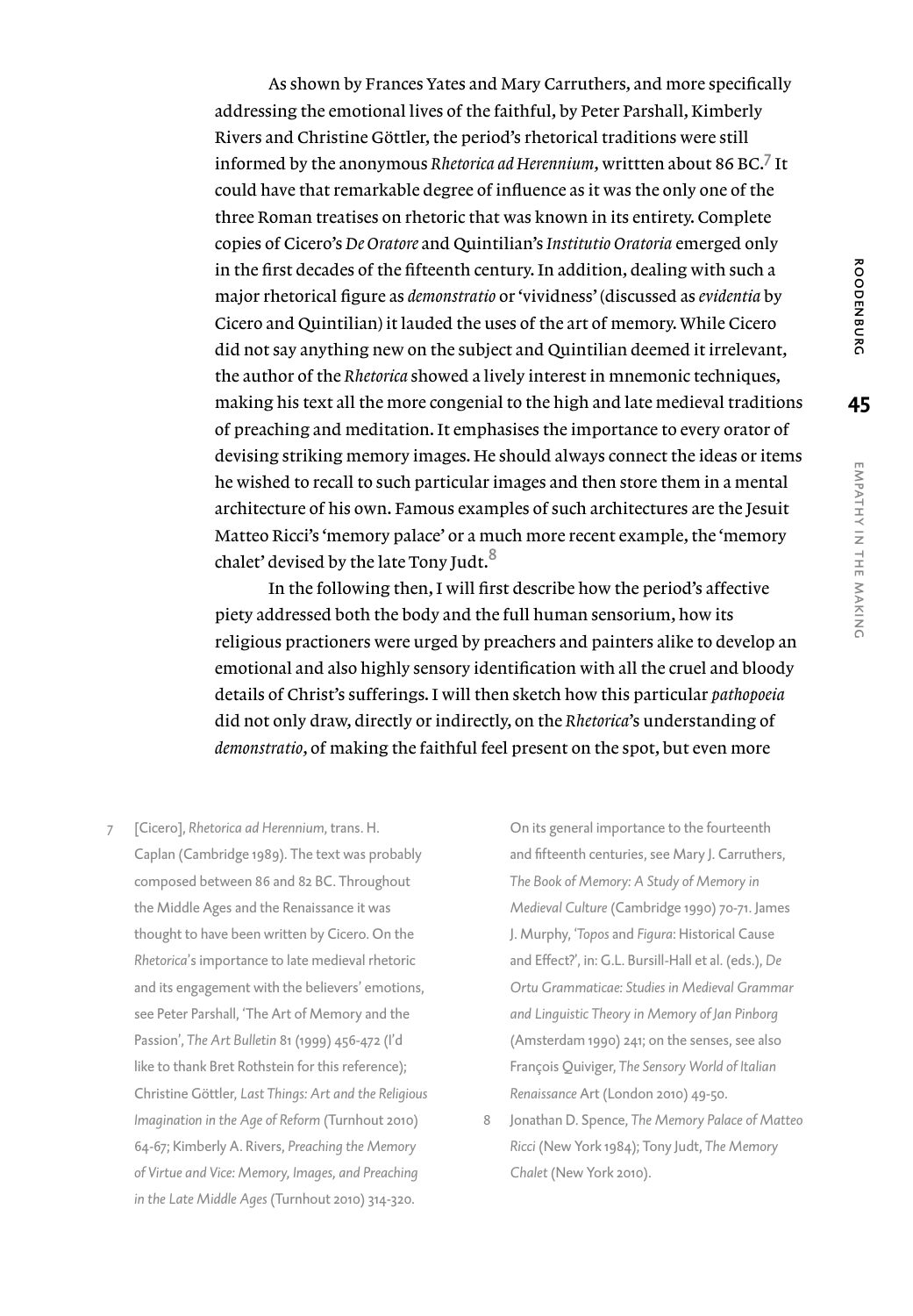As shown by Frances Yates and Mary Carruthers, and more specifically addressing the emotional lives of the faithful, by Peter Parshall, Kimberly Rivers and Christine Göttler, the period's rhetorical traditions were still informed by the anonymous *Rhetorica ad Herennium*, writtten about 86 BC.[7] It could have that remarkable degree of influence as it was the only one of the three Roman treatises on rhetoric that was known in its entirety. Complete copies of Cicero's *De Oratore* and Quintilian's *Institutio Oratoria* emerged only in the first decades of the fifteenth century. In addition, dealing with such a major rhetorical figure as *demonstratio* or 'vividness' (discussed as *evidentia* by Cicero and Quintilian) it lauded the uses of the art of memory. While Cicero did not say anything new on the subject and Quintilian deemed it irrelevant, the author of the *Rhetorica* showed a lively interest in mnemonic techniques, making his text all the more congenial to the high and late medieval traditions of preaching and meditation. It emphasises the importance to every orator of devising striking memory images. He should always connect the ideas or items he wished to recall to such particular images and then store them in a mental architecture of his own. Famous examples of such architectures are the Jesuit Matteo Ricci's 'memory palace' or a much more recent example, the 'memory chalet' devised by the late Tony Judt.[8]

In the following then, I will first describe how the period's affective piety addressed both the body and the full human sensorium, how its religious practioners were urged by preachers and painters alike to develop an emotional and also highly sensory identification with all the cruel and bloody details of Christ's sufferings. I will then sketch how this particular *pathopoeia* did not only draw, directly or indirectly, on the *Rhetorica*'s understanding of *demonstratio*, of making the faithful feel present on the spot, but even more

7 [Cicero], *Rhetorica ad Herennium*, trans. H. Caplan (Cambridge 1989). The text was probably composed between 86 and 82 BC. Throughout the Middle Ages and the Renaissance it was thought to have been written by Cicero. On the *Rhetorica*'s importance to late medieval rhetoric and its engagement with the believers' emotions, see Peter Parshall, 'The Art of Memory and the Passion', *The Art Bulletin* 81 (1999) 456-472 (I'd like to thank Bret Rothstein for this reference); Christine Göttler, *Last Things: Art and the Religious Imagination in the Age of Reform* (Turnhout 2010) 64-67; Kimberly A. Rivers, *Preaching the Memory of Virtue and Vice: Memory, Images, and Preaching in the Late Middle Ages* (Turnhout 2010) 314-320. On its general importance to the fourteenth and fifteenth centuries, see Mary J. Carruthers, *The Book of Memory: A Study of Memory in Medieval Culture* (Cambridge 1990) 70-71. James J. Murphy, '*Topos* and *Figura*: Historical Cause and Effect?', in: G.L. Bursill-Hall et al. (eds.), *De Ortu Grammaticae: Studies in Medieval Grammar and Linguistic Theory in Memory of Jan Pinborg* (Amsterdam 1990) 241; on the senses, see also François Quiviger, *The Sensory World of Italian Renaissance* Art (London 2010) 49-50.

8 Jonathan D. Spence, *The Memory Palace of Matteo Ricci* (New York 1984); Tony Judt, *The Memory Chalet* (New York 2010).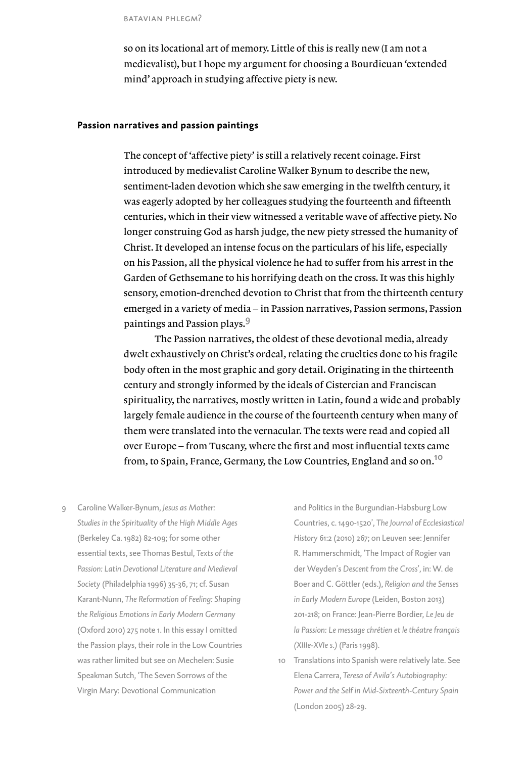so on its locational art of memory. Little of this is really new (I am not a medievalist), but I hope my argument for choosing a Bourdieuan 'extended mind' approach in studying affective piety is new.

## Passion narratives and passion paintings

The concept of 'affective piety' is still a relatively recent coinage. First introduced by medievalist Caroline Walker Bynum to describe the new, sentiment-laden devotion which she saw emerging in the twelfth century, it was eagerly adopted by her colleagues studying the fourteenth and fifteenth centuries, which in their view witnessed a veritable wave of affective piety. No longer construing God as harsh judge, the new piety stressed the humanity of Christ. It developed an intense focus on the particulars of his life, especially on his Passion, all the physical violence he had to suffer from his arrest in the Garden of Gethsemane to his horrifying death on the cross. It was this highly sensory, emotion-drenched devotion to Christ that from the thirteenth century emerged in a variety of media – in Passion narratives, Passion sermons, Passion paintings and Passion plays.[9]

The Passion narratives, the oldest of these devotional media, already dwelt exhaustively on Christ's ordeal, relating the cruelties done to his fragile body often in the most graphic and gory detail. Originating in the thirteenth century and strongly informed by the ideals of Cistercian and Franciscan spirituality, the narratives, mostly written in Latin, found a wide and probably largely female audience in the course of the fourteenth century when many of them were translated into the vernacular. The texts were read and copied all over Europe – from Tuscany, where the first and most influential texts came from, to Spain, France, Germany, the Low Countries, England and so on.[10]

9 Caroline Walker-Bynum, *Jesus as Mother: Studies in the Spirituality of the High Middle Ages* (Berkeley Ca. 1982) 82-109; for some other essential texts, see Thomas Bestul, *Texts of the Passion: Latin Devotional Literature and Medieval Society* (Philadelphia 1996) 35-36, 71; cf. Susan Karant-Nunn, *The Reformation of Feeling: Shaping the Religious Emotions in Early Modern Germany* (Oxford 2010) 275 note 1. In this essay I omitted the Passion plays, their role in the Low Countries was rather limited but see on Mechelen: Susie Speakman Sutch, 'The Seven Sorrows of the Virgin Mary: Devotional Communication and Politics in the Burgundian-Habsburg Low Countries, c. 1490-1520', *The Journal of Ecclesiastical History* 61:2 (2010) 267; on Leuven see: Jennifer R. Hammerschmidt, 'The Impact of Rogier van der Weyden's *Descent from the Cross*', in: W. de Boer and C. Göttler (eds.), *Religion and the Senses in Early Modern Europe* (Leiden, Boston 2013) 201-218; on France: Jean-Pierre Bordier, *Le Jeu de la Passion: Le message chrétien et le théatre français (XIIIe-XVIe s.)* (Paris 1998).

10 Translations into Spanish were relatively late. See Elena Carrera, *Teresa of Avila's Autobiography: Power and the Self in Mid-Sixteenth-Century Spain* (London 2005) 28-29.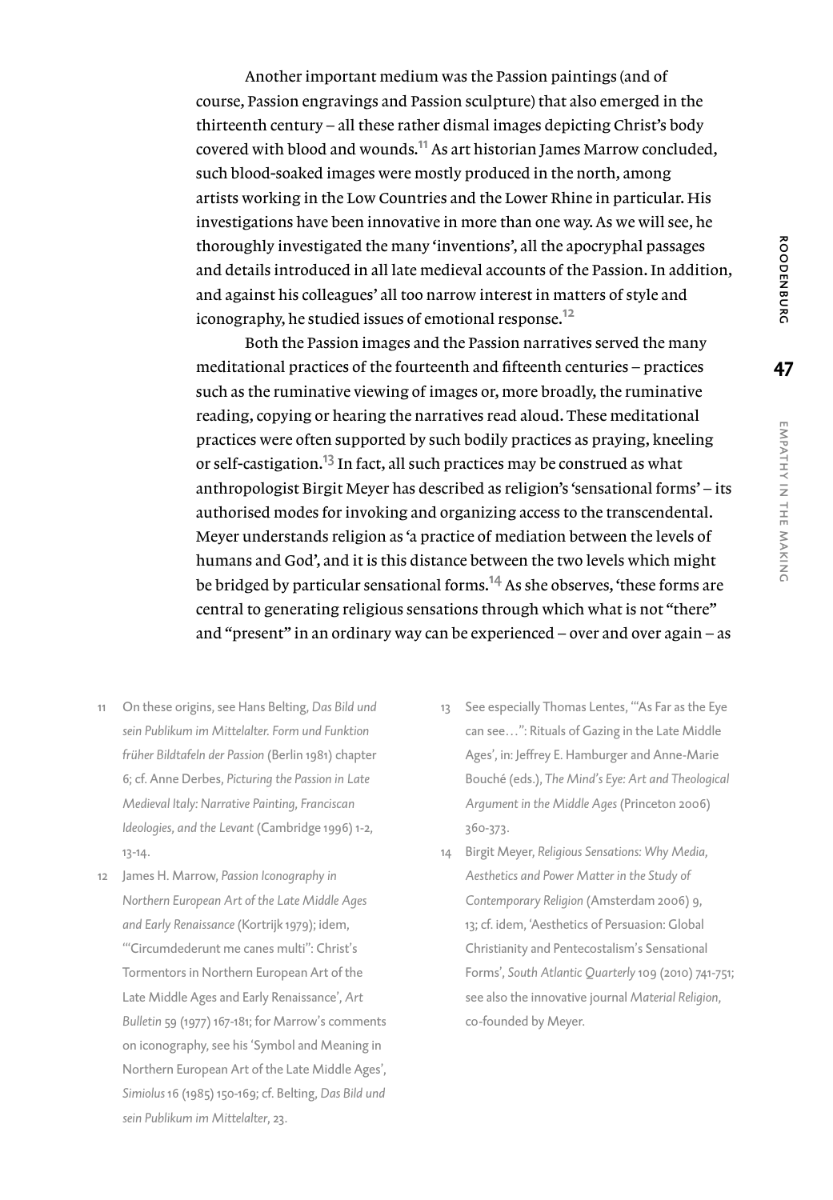Another important medium was the Passion paintings (and of course, Passion engravings and Passion sculpture) that also emerged in the thirteenth century – all these rather dismal images depicting Christ's body covered with blood and wounds.[11] As art historian James Marrow concluded, such blood-soaked images were mostly produced in the north, among artists working in the Low Countries and the Lower Rhine in particular. His investigations have been innovative in more than one way. As we will see, he thoroughly investigated the many 'inventions', all the apocryphal passages and details introduced in all late medieval accounts of the Passion. In addition, and against his colleagues' all too narrow interest in matters of style and iconography, he studied issues of emotional response.[12]

Both the Passion images and the Passion narratives served the many meditational practices of the fourteenth and fifteenth centuries – practices such as the ruminative viewing of images or, more broadly, the ruminative reading, copying or hearing the narratives read aloud. These meditational practices were often supported by such bodily practices as praying, kneeling or self-castigation.[13] In fact, all such practices may be construed as what anthropologist Birgit Meyer has described as religion's 'sensational forms' – its authorised modes for invoking and organizing access to the transcendental. Meyer understands religion as 'a practice of mediation between the levels of humans and God', and it is this distance between the two levels which might be bridged by particular sensational forms.[14] As she observes, 'these forms are central to generating religious sensations through which what is not "there" and "present" in an ordinary way can be experienced – over and over again – as

11 On these origins, see Hans Belting, *Das Bild und sein Publikum im Mittelalter. Form und Funktion früher Bildtafeln der Passion* (Berlin 1981) chapter 6; cf. Anne Derbes, *Picturing the Passion in Late Medieval Italy: Narrative Painting, Franciscan Ideologies, and the Levant* (Cambridge 1996) 1-2, 13-14.

12 James H. Marrow, *Passion Iconography in Northern European Art of the Late Middle Ages and Early Renaissance* (Kortrijk 1979); idem, '"Circumdederunt me canes multi": Christ's Tormentors in Northern European Art of the Late Middle Ages and Early Renaissance', *Art Bulletin* 59 (1977) 167-181; for Marrow's comments on iconography, see his 'Symbol and Meaning in Northern European Art of the Late Middle Ages', *Simiolus* 16 (1985) 150-169; cf. Belting, *Das Bild und sein Publikum im Mittelalter*, 23.

13 See especially Thomas Lentes, '"As Far as the Eye can see…": Rituals of Gazing in the Late Middle Ages', in: Jeffrey E. Hamburger and Anne-Marie Bouché (eds.), *The Mind's Eye: Art and Theological Argument in the Middle Ages* (Princeton 2006) 360-373.

14 Birgit Meyer, *Religious Sensations: Why Media, Aesthetics and Power Matter in the Study of Contemporary Religion* (Amsterdam 2006) 9, 13; cf. idem, 'Aesthetics of Persuasion: Global Christianity and Pentecostalism's Sensational Forms', *South Atlantic Quarterly* 109 (2010) 741-751; see also the innovative journal *Material Religion*, co-founded by Meyer.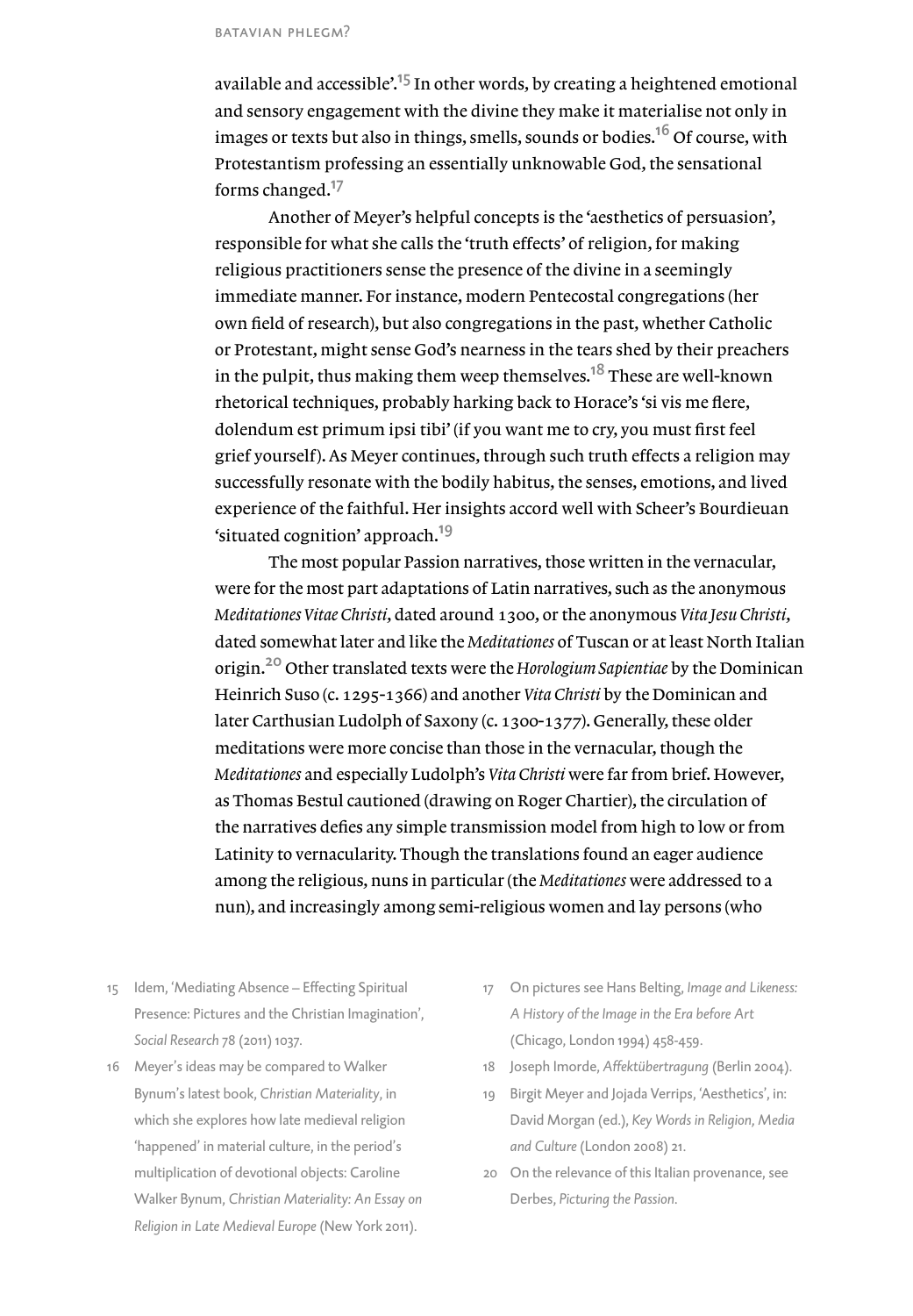available and accessible'.[15] In other words, by creating a heightened emotional and sensory engagement with the divine they make it materialise not only in images or texts but also in things, smells, sounds or bodies.[16] Of course, with Protestantism professing an essentially unknowable God, the sensational forms changed.[17]

Another of Meyer's helpful concepts is the 'aesthetics of persuasion', responsible for what she calls the 'truth effects' of religion, for making religious practitioners sense the presence of the divine in a seemingly immediate manner. For instance, modern Pentecostal congregations (her own field of research), but also congregations in the past, whether Catholic or Protestant, might sense God's nearness in the tears shed by their preachers in the pulpit, thus making them weep themselves.[18] These are well-known rhetorical techniques, probably harking back to Horace's 'si vis me flere, dolendum est primum ipsi tibi' (if you want me to cry, you must first feel grief yourself). As Meyer continues, through such truth effects a religion may successfully resonate with the bodily habitus, the senses, emotions, and lived experience of the faithful. Her insights accord well with Scheer's Bourdieuan 'situated cognition' approach.[19]

The most popular Passion narratives, those written in the vernacular, were for the most part adaptations of Latin narratives, such as the anonymous *Meditationes Vitae Christi*, dated around 1300, or the anonymous *Vita Jesu Christi*, dated somewhat later and like the *Meditationes* of Tuscan or at least North Italian origin.[20] Other translated texts were the *Horologium Sapientiae* by the Dominican Heinrich Suso (c. 1295-1366) and another *Vita Christi* by the Dominican and later Carthusian Ludolph of Saxony (c. 1300-1377). Generally, these older meditations were more concise than those in the vernacular, though the *Meditationes* and especially Ludolph's *Vita Christi* were far from brief. However, as Thomas Bestul cautioned (drawing on Roger Chartier), the circulation of the narratives defies any simple transmission model from high to low or from Latinity to vernacularity. Though the translations found an eager audience among the religious, nuns in particular (the *Meditationes* were addressed to a nun), and increasingly among semi-religious women and lay persons (who

15 Idem, 'Mediating Absence – Effecting Spiritual Presence: Pictures and the Christian Imagination', *Social Research* 78 (2011) 1037.

16 Meyer's ideas may be compared to Walker Bynum's latest book, *Christian Materiality*, in which she explores how late medieval religion 'happened' in material culture, in the period's multiplication of devotional objects: Caroline Walker Bynum, *Christian Materiality: An Essay on Religion in Late Medieval Europe* (New York 2011).

17 On pictures see Hans Belting, *Image and Likeness: A History of the Image in the Era before Art* (Chicago, London 1994) 458-459.

18 Joseph Imorde, *Affektübertragung* (Berlin 2004).

19 Birgit Meyer and Jojada Verrips, 'Aesthetics', in: David Morgan (ed.), *Key Words in Religion, Media and Culture* (London 2008) 21.

20 On the relevance of this Italian provenance, see Derbes, *Picturing the Passion*.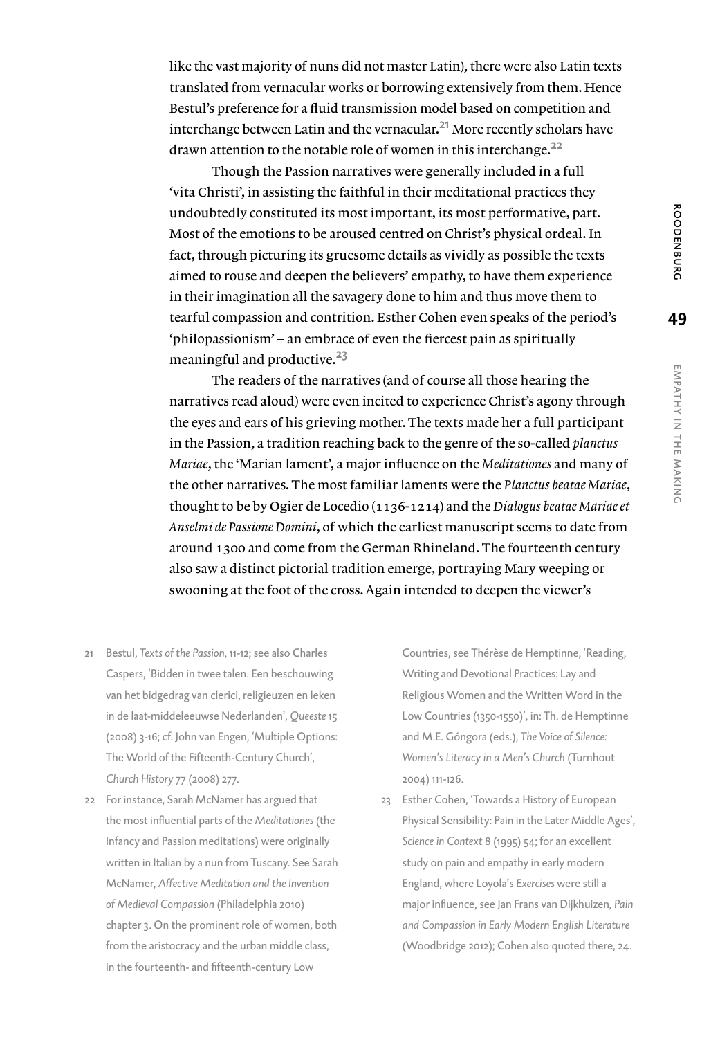like the vast majority of nuns did not master Latin), there were also Latin texts translated from vernacular works or borrowing extensively from them. Hence Bestul's preference for a fluid transmission model based on competition and interchange between Latin and the vernacular.[21] More recently scholars have drawn attention to the notable role of women in this interchange.[22]

Though the Passion narratives were generally included in a full 'vita Christi', in assisting the faithful in their meditational practices they undoubtedly constituted its most important, its most performative, part. Most of the emotions to be aroused centred on Christ's physical ordeal. In fact, through picturing its gruesome details as vividly as possible the texts aimed to rouse and deepen the believers' empathy, to have them experience in their imagination all the savagery done to him and thus move them to tearful compassion and contrition. Esther Cohen even speaks of the period's 'philopassionism' – an embrace of even the fiercest pain as spiritually meaningful and productive.[23]

The readers of the narratives (and of course all those hearing the narratives read aloud) were even incited to experience Christ's agony through the eyes and ears of his grieving mother. The texts made her a full participant in the Passion, a tradition reaching back to the genre of the so-called *planctus Mariae*, the 'Marian lament', a major influence on the *Meditationes* and many of the other narratives. The most familiar laments were the *Planctus beatae Mariae*, thought to be by Ogier de Locedio (1136-1214) and the *Dialogus beatae Mariae et Anselmi de Passione Domini*, of which the earliest manuscript seems to date from around 1300 and come from the German Rhineland. The fourteenth century also saw a distinct pictorial tradition emerge, portraying Mary weeping or swooning at the foot of the cross. Again intended to deepen the viewer's

21 Bestul, *Texts of the Passion*, 11-12; see also Charles Caspers, 'Bidden in twee talen. Een beschouwing van het bidgedrag van clerici, religieuzen en leken in de laat-middeleeuwse Nederlanden', *Queeste* 15 (2008) 3-16; cf. John van Engen, 'Multiple Options: The World of the Fifteenth-Century Church', *Church History* 77 (2008) 277.

22 For instance, Sarah McNamer has argued that the most influential parts of the *Meditationes* (the Infancy and Passion meditations) were originally written in Italian by a nun from Tuscany. See Sarah McNamer, *Affective Meditation and the Invention of Medieval Compassion* (Philadelphia 2010) chapter 3. On the prominent role of women, both from the aristocracy and the urban middle class, in the fourteenth- and fifteenth-century Low Countries, see Thérèse de Hemptinne, 'Reading, Writing and Devotional Practices: Lay and Religious Women and the Written Word in the Low Countries (1350-1550)', in: Th. de Hemptinne and M.E. Góngora (eds.), *The Voice of Silence: Women's Literacy in a Men's Church* (Turnhout 2004) 111-126.

23 Esther Cohen, 'Towards a History of European Physical Sensibility: Pain in the Later Middle Ages', *Science in Context* 8 (1995) 54; for an excellent study on pain and empathy in early modern England, where Loyola's *Exercises* were still a major influence, see Jan Frans van Dijkhuizen, *Pain and Compassion in Early Modern English Literature* (Woodbridge 2012); Cohen also quoted there, 24.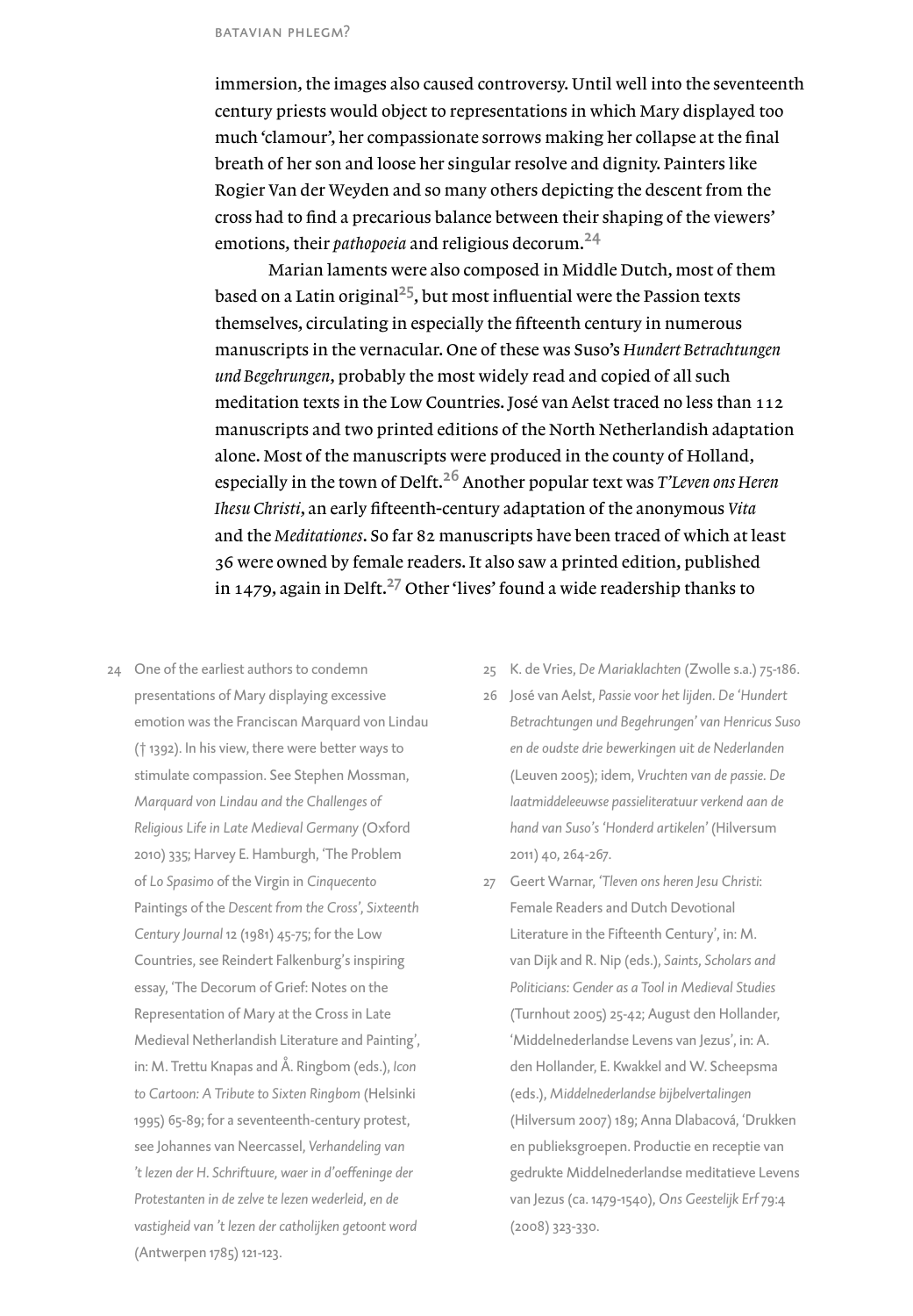immersion, the images also caused controversy. Until well into the seventeenth century priests would object to representations in which Mary displayed too much 'clamour', her compassionate sorrows making her collapse at the final breath of her son and loose her singular resolve and dignity. Painters like Rogier Van der Weyden and so many others depicting the descent from the cross had to find a precarious balance between their shaping of the viewers' emotions, their *pathopoeia* and religious decorum.[24]

Marian laments were also composed in Middle Dutch, most of them based on a Latin original[25], but most influential were the Passion texts themselves, circulating in especially the fifteenth century in numerous manuscripts in the vernacular. One of these was Suso's *Hundert Betrachtungen und Begehrungen*, probably the most widely read and copied of all such meditation texts in the Low Countries. José van Aelst traced no less than 112 manuscripts and two printed editions of the North Netherlandish adaptation alone. Most of the manuscripts were produced in the county of Holland, especially in the town of Delft.[26] Another popular text was *T'Leven ons Heren Ihesu Christi*, an early fifteenth-century adaptation of the anonymous *Vita* and the *Meditationes*. So far 82 manuscripts have been traced of which at least 36 were owned by female readers. It also saw a printed edition, published in 1479, again in Delft.[27] Other 'lives' found a wide readership thanks to

---

24 One of the earliest authors to condemn presentations of Mary displaying excessive emotion was the Franciscan Marquard von Lindau († 1392). In his view, there were better ways to stimulate compassion. See Stephen Mossman, *Marquard von Lindau and the Challenges of Religious Life in Late Medieval Germany* (Oxford 2010) 335; Harvey E. Hamburgh, 'The Problem of *Lo Spasimo* of the Virgin in *Cinquecento* Paintings of the *Descent from the Cross*', *Sixteenth Century Journal* 12 (1981) 45-75; for the Low Countries, see Reindert Falkenburg's inspiring essay, 'The Decorum of Grief: Notes on the Representation of Mary at the Cross in Late Medieval Netherlandish Literature and Painting', in: M. Trettu Knapas and Å. Ringbom (eds.), *Icon to Cartoon: A Tribute to Sixten Ringbom* (Helsinki 1995) 65-89; for a seventeenth-century protest, see Johannes van Neercassel, *Verhandeling van 't lezen der H. Schriftuure, waer in d'oeffeninge der Protestanten in de zelve te lezen wederleid, en de vastigheid van 't lezen der catholijken getoont word* (Antwerpen 1785) 121-123.

25 K. de Vries, *De Mariaklachten* (Zwolle s.a.) 75-186.

26 José van Aelst, *Passie voor het lijden. De 'Hundert Betrachtungen und Begehrungen' van Henricus Suso en de oudste drie bewerkingen uit de Nederlanden* (Leuven 2005); idem, *Vruchten van de passie. De laatmiddeleeuwse passieliteratuur verkend aan de hand van Suso's 'Honderd artikelen'* (Hilversum 2011) 40, 264-267.

27 Geert Warnar, '*Tleven ons heren Jesu Christi*: Female Readers and Dutch Devotional Literature in the Fifteenth Century', in: M. van Dijk and R. Nip (eds.), *Saints, Scholars and Politicians: Gender as a Tool in Medieval Studies* (Turnhout 2005) 25-42; August den Hollander, 'Middelnederlandse Levens van Jezus', in: A. den Hollander, E. Kwakkel and W. Scheepsma (eds.), *Middelnederlandse bijbelvertalingen* (Hilversum 2007) 189; Anna Dlabacová, 'Drukken en publieksgroepen. Productie en receptie van gedrukte Middelnederlandse meditatieve Levens van Jezus (ca. 1479-1540), *Ons Geestelijk Erf* 79:4 (2008) 323-330.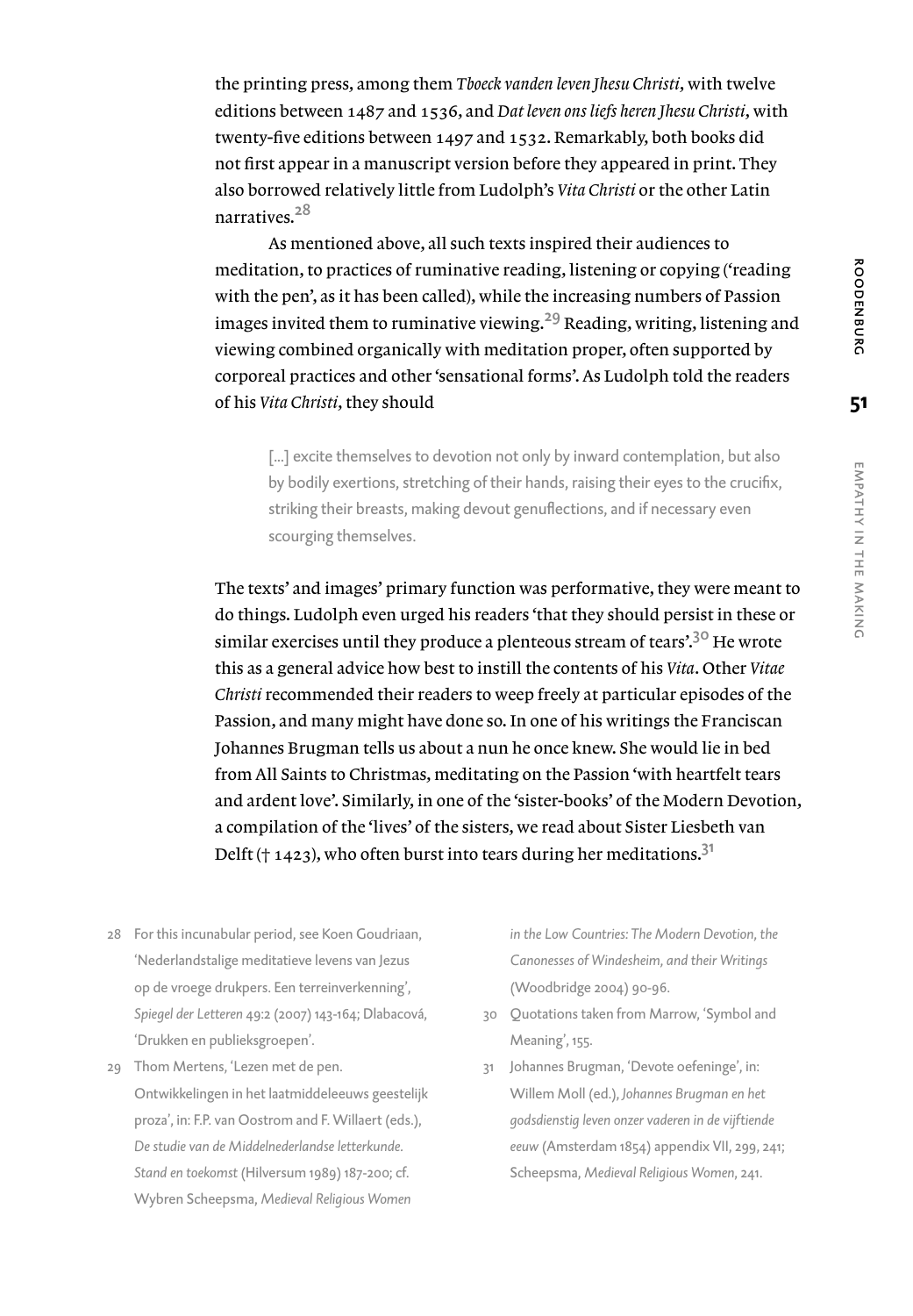the printing press, among them *Tboeck vanden leven Jhesu Christi*, with twelve editions between 1487 and 1536, and *Dat leven ons liefs heren Jhesu Christi*, with twenty-five editions between 1497 and 1532. Remarkably, both books did not first appear in a manuscript version before they appeared in print. They also borrowed relatively little from Ludolph's *Vita Christi* or the other Latin narratives.[28]

As mentioned above, all such texts inspired their audiences to meditation, to practices of ruminative reading, listening or copying ('reading with the pen', as it has been called), while the increasing numbers of Passion images invited them to ruminative viewing.[29] Reading, writing, listening and viewing combined organically with meditation proper, often supported by corporeal practices and other 'sensational forms'. As Ludolph told the readers of his *Vita Christi*, they should

> [...] excite themselves to devotion not only by inward contemplation, but also by bodily exertions, stretching of their hands, raising their eyes to the crucifix, striking their breasts, making devout genuflections, and if necessary even scourging themselves.

The texts' and images' primary function was performative, they were meant to do things. Ludolph even urged his readers 'that they should persist in these or similar exercises until they produce a plenteous stream of tears'.[30] He wrote this as a general advice how best to instill the contents of his *Vita*. Other *Vitae Christi* recommended their readers to weep freely at particular episodes of the Passion, and many might have done so. In one of his writings the Franciscan Johannes Brugman tells us about a nun he once knew. She would lie in bed from All Saints to Christmas, meditating on the Passion 'with heartfelt tears and ardent love'. Similarly, in one of the 'sister-books' of the Modern Devotion, a compilation of the 'lives' of the sisters, we read about Sister Liesbeth van Delft († 1423), who often burst into tears during her meditations.[31]

28 For this incunabular period, see Koen Goudriaan, 'Nederlandstalige meditatieve levens van Jezus op de vroege drukpers. Een terreinverkenning', *Spiegel der Letteren* 49:2 (2007) 143-164; Dlabacová, 'Drukken en publieksgroepen'.

29 Thom Mertens, 'Lezen met de pen. Ontwikkelingen in het laatmiddeleeuws geestelijk proza', in: F.P. van Oostrom and F. Willaert (eds.), *De studie van de Middelnederlandse letterkunde. Stand en toekomst* (Hilversum 1989) 187-200; cf. Wybren Scheepsma, *Medieval Religious Women in the Low Countries: The Modern Devotion, the Canonesses of Windesheim, and their Writings* (Woodbridge 2004) 90-96.

30 Quotations taken from Marrow, 'Symbol and Meaning', 155.

31 Johannes Brugman, 'Devote oefeninge', in: Willem Moll (ed.), *Johannes Brugman en het godsdienstig leven onzer vaderen in de vijftiende eeuw* (Amsterdam 1854) appendix VII, 299, 241; Scheepsma, *Medieval Religious Women*, 241.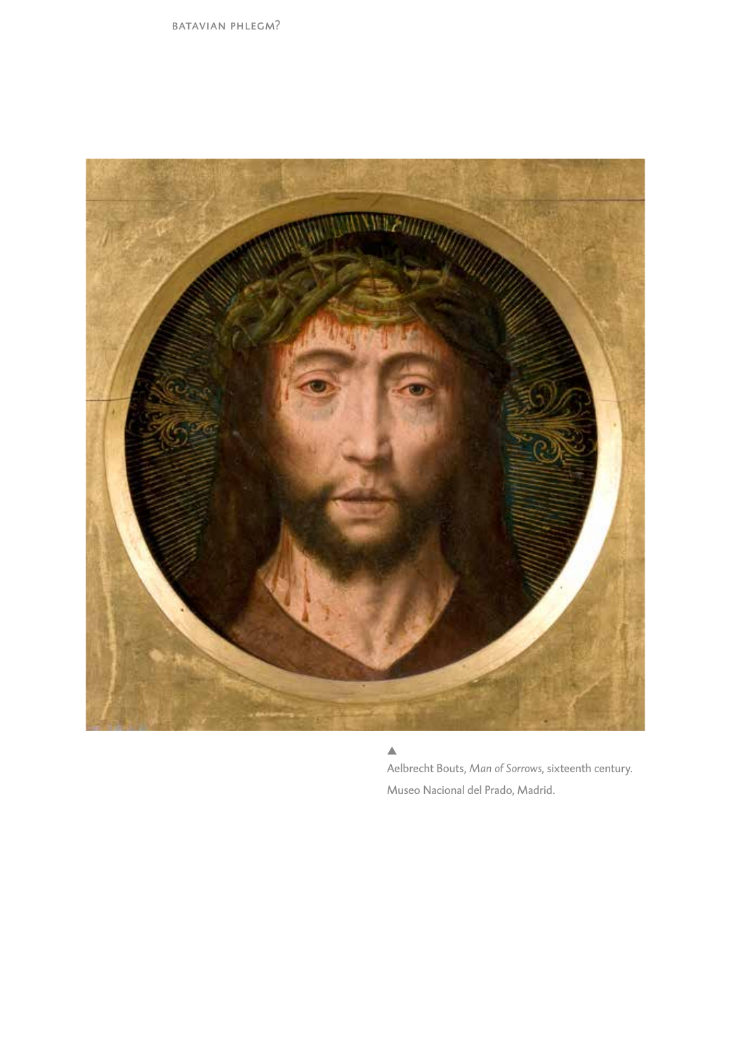▲
Aelbrecht Bouts, *Man of Sorrows*, sixteenth century. Museo Nacional del Prado, Madrid.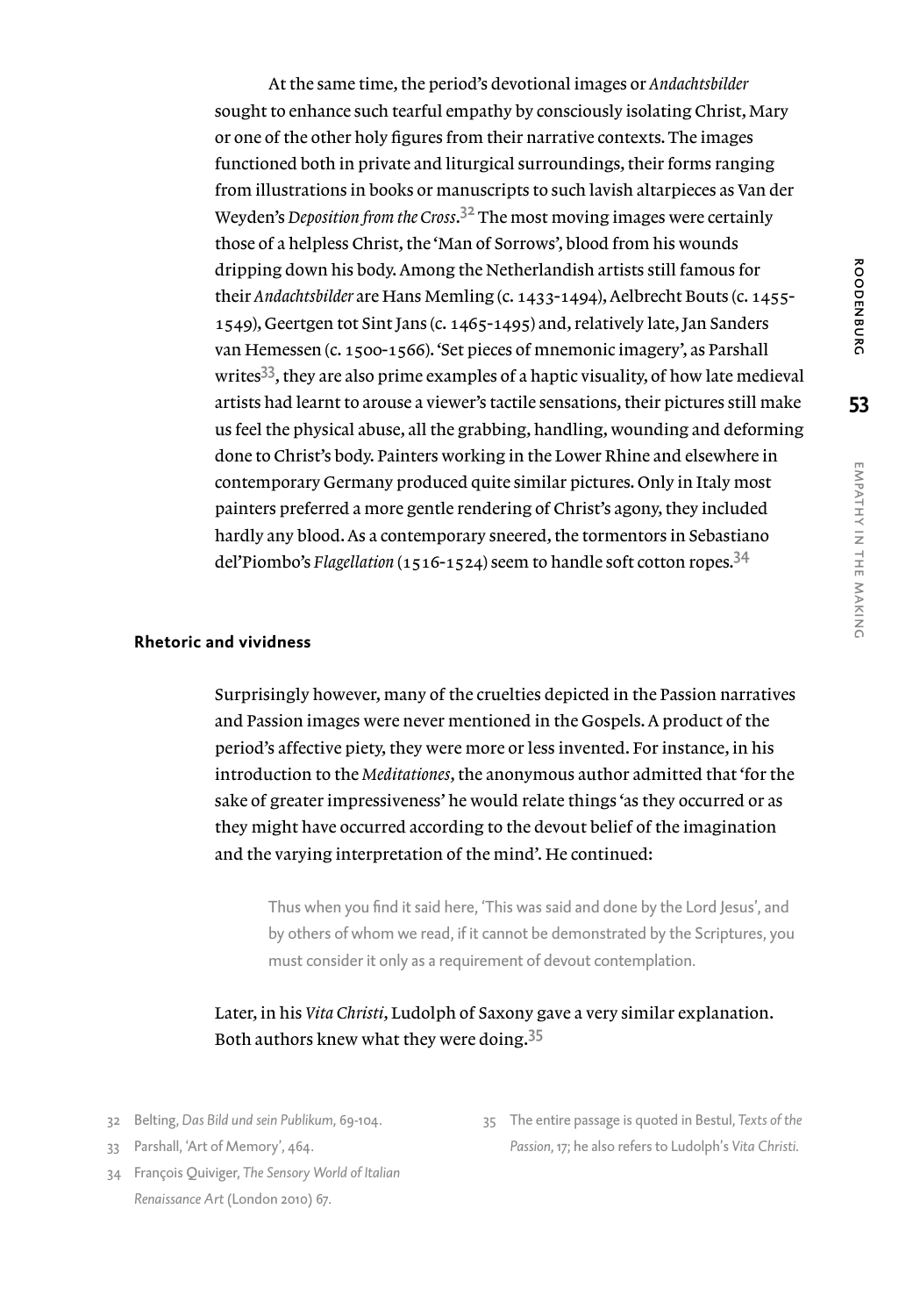At the same time, the period's devotional images or *Andachtsbilder* sought to enhance such tearful empathy by consciously isolating Christ, Mary or one of the other holy figures from their narrative contexts. The images functioned both in private and liturgical surroundings, their forms ranging from illustrations in books or manuscripts to such lavish altarpieces as Van der Weyden's *Deposition from the Cross*.[32] The most moving images were certainly those of a helpless Christ, the 'Man of Sorrows', blood from his wounds dripping down his body. Among the Netherlandish artists still famous for their *Andachtsbilder* are Hans Memling (c. 1433-1494), Aelbrecht Bouts (c. 1455-1549), Geertgen tot Sint Jans (c. 1465-1495) and, relatively late, Jan Sanders van Hemessen (c. 1500-1566). 'Set pieces of mnemonic imagery', as Parshall writes[33], they are also prime examples of a haptic visuality, of how late medieval artists had learnt to arouse a viewer's tactile sensations, their pictures still make us feel the physical abuse, all the grabbing, handling, wounding and deforming done to Christ's body. Painters working in the Lower Rhine and elsewhere in contemporary Germany produced quite similar pictures. Only in Italy most painters preferred a more gentle rendering of Christ's agony, they included hardly any blood. As a contemporary sneered, the tormentors in Sebastiano del'Piombo's *Flagellation* (1516-1524) seem to handle soft cotton ropes.[34]

**Rhetoric and vividness**

Surprisingly however, many of the cruelties depicted in the Passion narratives and Passion images were never mentioned in the Gospels. A product of the period's affective piety, they were more or less invented. For instance, in his introduction to the *Meditationes*, the anonymous author admitted that 'for the sake of greater impressiveness' he would relate things 'as they occurred or as they might have occurred according to the devout belief of the imagination and the varying interpretation of the mind'. He continued:

> Thus when you find it said here, 'This was said and done by the Lord Jesus', and by others of whom we read, if it cannot be demonstrated by the Scriptures, you must consider it only as a requirement of devout contemplation.

Later, in his *Vita Christi*, Ludolph of Saxony gave a very similar explanation. Both authors knew what they were doing.[35]

32 Belting, *Das Bild und sein Publikum*, 69-104.

33 Parshall, 'Art of Memory', 464.

34 François Quiviger, *The Sensory World of Italian Renaissance Art* (London 2010) 67.

35 The entire passage is quoted in Bestul, *Texts of the Passion*, 17; he also refers to Ludolph's *Vita Christi*.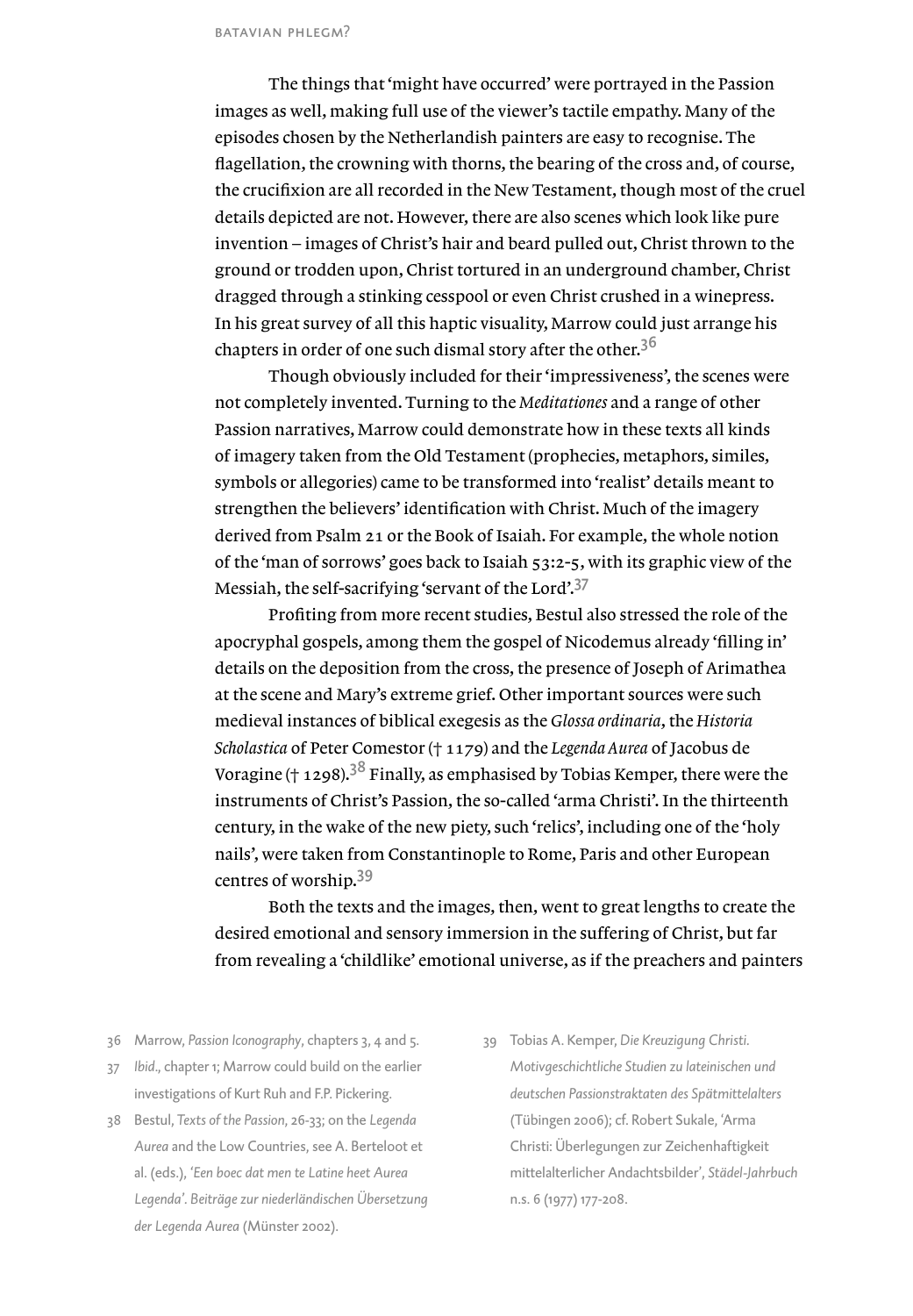The things that 'might have occurred' were portrayed in the Passion images as well, making full use of the viewer's tactile empathy. Many of the episodes chosen by the Netherlandish painters are easy to recognise. The flagellation, the crowning with thorns, the bearing of the cross and, of course, the crucifixion are all recorded in the New Testament, though most of the cruel details depicted are not. However, there are also scenes which look like pure invention – images of Christ's hair and beard pulled out, Christ thrown to the ground or trodden upon, Christ tortured in an underground chamber, Christ dragged through a stinking cesspool or even Christ crushed in a winepress. In his great survey of all this haptic visuality, Marrow could just arrange his chapters in order of one such dismal story after the other.[36]

Though obviously included for their 'impressiveness', the scenes were not completely invented. Turning to the *Meditationes* and a range of other Passion narratives, Marrow could demonstrate how in these texts all kinds of imagery taken from the Old Testament (prophecies, metaphors, similes, symbols or allegories) came to be transformed into 'realist' details meant to strengthen the believers' identification with Christ. Much of the imagery derived from Psalm 21 or the Book of Isaiah. For example, the whole notion of the 'man of sorrows' goes back to Isaiah 53:2-5, with its graphic view of the Messiah, the self-sacrifying 'servant of the Lord'.[37]

Profiting from more recent studies, Bestul also stressed the role of the apocryphal gospels, among them the gospel of Nicodemus already 'filling in' details on the deposition from the cross, the presence of Joseph of Arimathea at the scene and Mary's extreme grief. Other important sources were such medieval instances of biblical exegesis as the *Glossa ordinaria*, the *Historia Scholastica* of Peter Comestor († 1179) and the *Legenda Aurea* of Jacobus de Voragine († 1298).[38] Finally, as emphasised by Tobias Kemper, there were the instruments of Christ's Passion, the so-called 'arma Christi'. In the thirteenth century, in the wake of the new piety, such 'relics', including one of the 'holy nails', were taken from Constantinople to Rome, Paris and other European centres of worship.[39]

Both the texts and the images, then, went to great lengths to create the desired emotional and sensory immersion in the suffering of Christ, but far from revealing a 'childlike' emotional universe, as if the preachers and painters

---

36 Marrow, *Passion Iconography*, chapters 3, 4 and 5.

37 *Ibid.*, chapter 1; Marrow could build on the earlier investigations of Kurt Ruh and F.P. Pickering.

38 Bestul, *Texts of the Passion*, 26-33; on the *Legenda Aurea* and the Low Countries, see A. Berteloot et al. (eds.), *'Een boec dat men te Latine heet Aurea Legenda'. Beiträge zur niederländischen Übersetzung der Legenda Aurea* (Münster 2002).

39 Tobias A. Kemper, *Die Kreuzigung Christi. Motivgeschichtliche Studien zu lateinischen und deutschen Passionstraktaten des Spätmittelalters* (Tübingen 2006); cf. Robert Sukale, 'Arma Christi: Überlegungen zur Zeichenhaftigkeit mittelalterlicher Andachtsbilder', *Städel-Jahrbuch* n.s. 6 (1977) 177-208.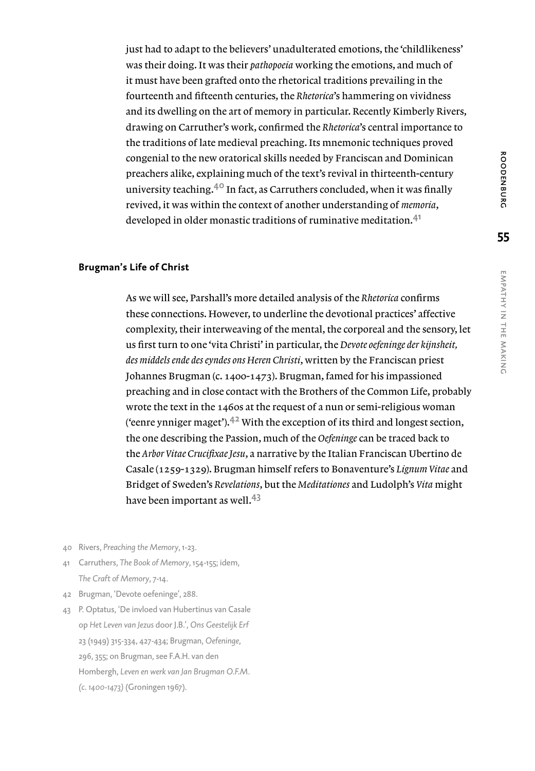just had to adapt to the believers' unadulterated emotions, the 'childlikeness' was their doing. It was their *pathopoeia* working the emotions, and much of it must have been grafted onto the rhetorical traditions prevailing in the fourteenth and fifteenth centuries, the *Rhetorica*'s hammering on vividness and its dwelling on the art of memory in particular. Recently Kimberly Rivers, drawing on Carruther's work, confirmed the *Rhetorica*'s central importance to the traditions of late medieval preaching. Its mnemonic techniques proved congenial to the new oratorical skills needed by Franciscan and Dominican preachers alike, explaining much of the text's revival in thirteenth-century university teaching.[40] In fact, as Carruthers concluded, when it was finally revived, it was within the context of another understanding of *memoria*, developed in older monastic traditions of ruminative meditation.[41]

### Brugman's Life of Christ

As we will see, Parshall's more detailed analysis of the *Rhetorica* confirms these connections. However, to underline the devotional practices' affective complexity, their interweaving of the mental, the corporeal and the sensory, let us first turn to one 'vita Christi' in particular, the *Devote oefeninge der kijnsheit, des middels ende des eyndes ons Heren Christi*, written by the Franciscan priest Johannes Brugman (c. 1400-1473). Brugman, famed for his impassioned preaching and in close contact with the Brothers of the Common Life, probably wrote the text in the 1460s at the request of a nun or semi-religious woman ('eenre ynniger maget').[42] With the exception of its third and longest section, the one describing the Passion, much of the *Oefeninge* can be traced back to the *Arbor Vitae Crucifixae Jesu*, a narrative by the Italian Franciscan Ubertino de Casale (1259-1329). Brugman himself refers to Bonaventure's *Lignum Vitae* and Bridget of Sweden's *Revelations*, but the *Meditationes* and Ludolph's *Vita* might have been important as well.[43]

40 Rivers, *Preaching the Memory*, 1-23.

41 Carruthers, *The Book of Memory*, 154-155; idem, *The Craft of Memory*, 7-14.

42 Brugman, 'Devote oefeninge', 288.

43 P. Optatus, 'De invloed van Hubertinus van Casale op *Het Leven van Jezus* door J.B.', *Ons Geestelijk Erf* 23 (1949) 315-334, 427-434; Brugman, *Oefeninge*, 296, 355; on Brugman, see F.A.H. van den Hombergh, *Leven en werk van Jan Brugman O.F.M. (c. 1400-1473)* (Groningen 1967).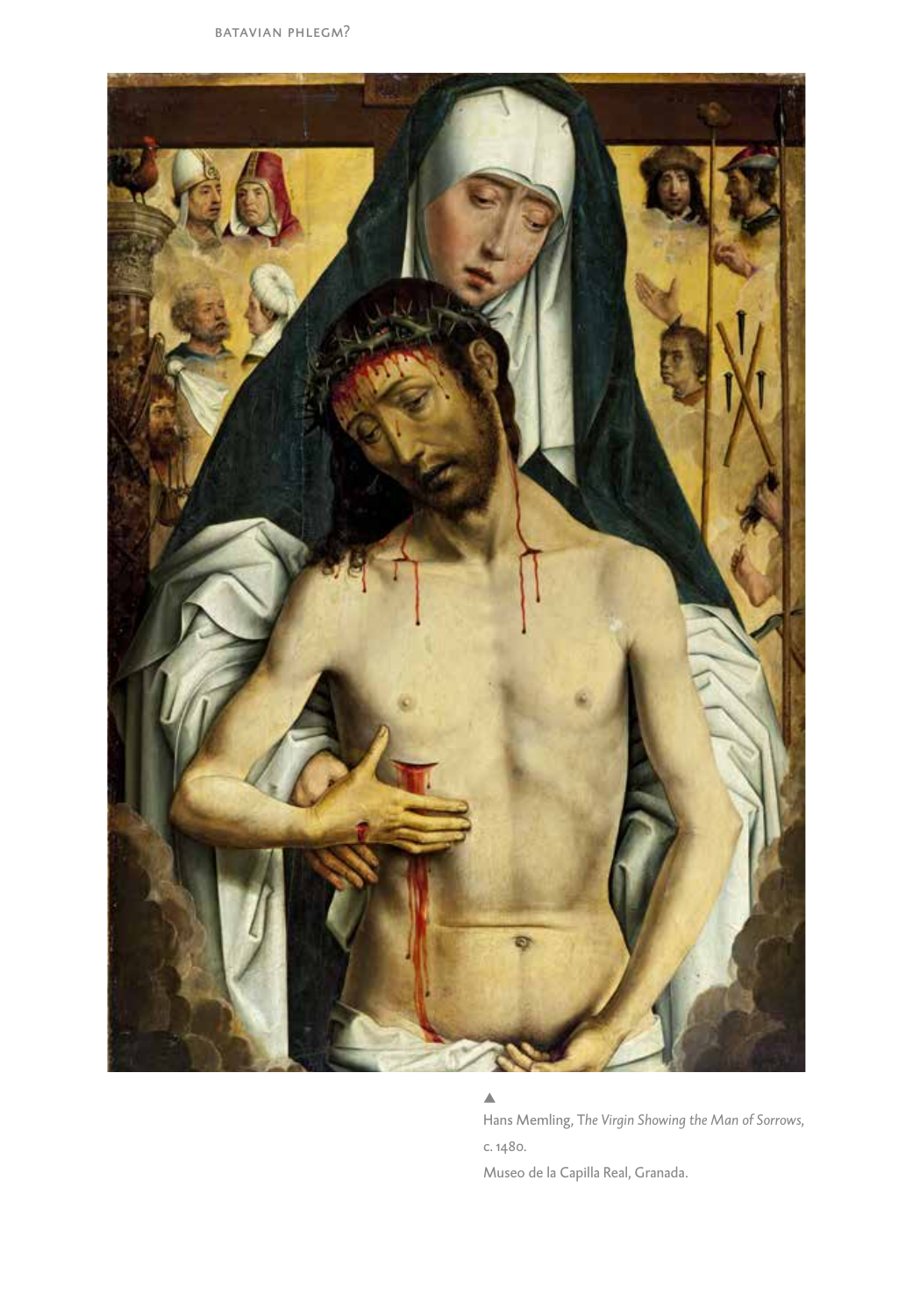▲
Hans Memling, *The Virgin Showing the Man of Sorrows*, c. 1480.
Museo de la Capilla Real, Granada.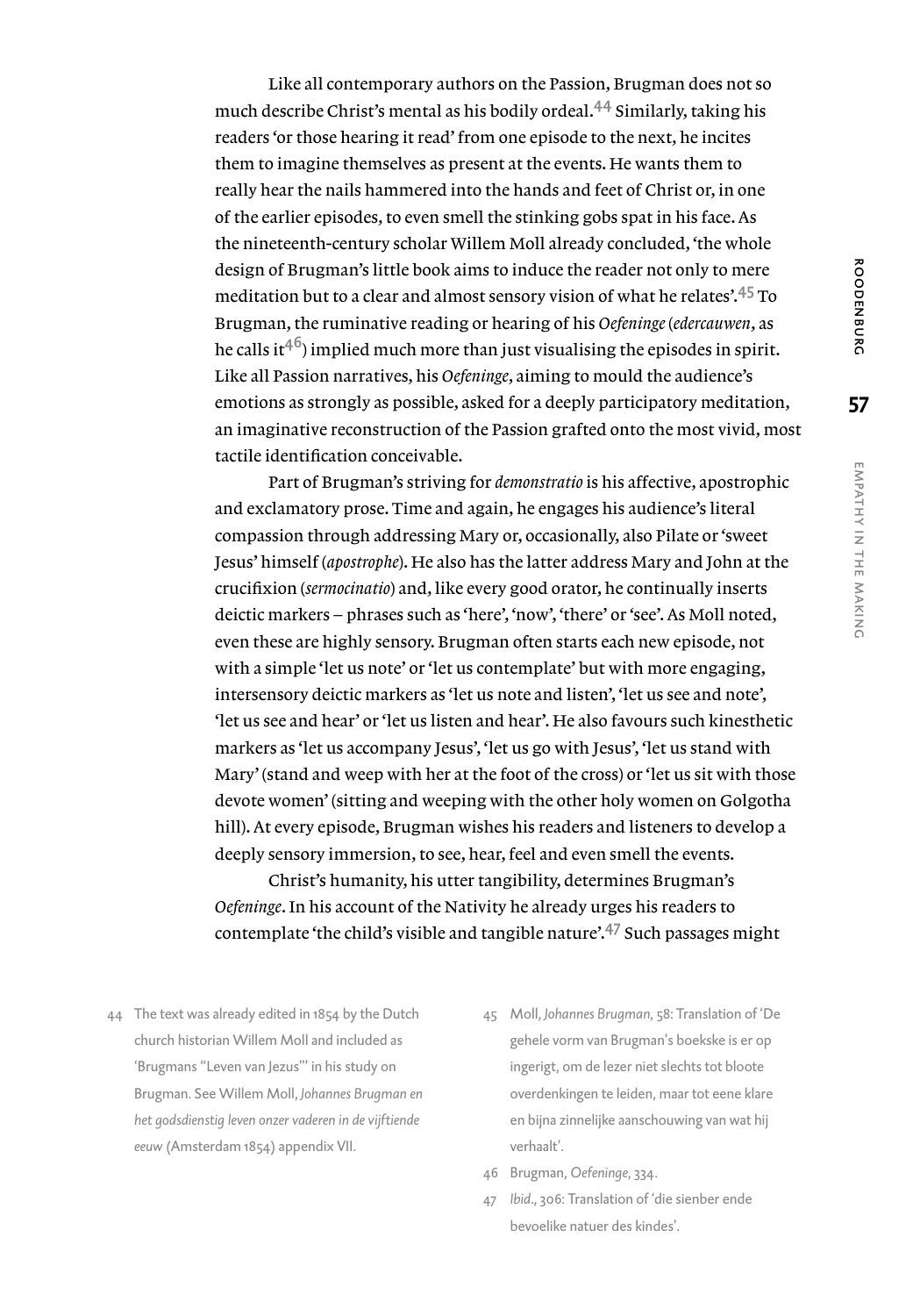Like all contemporary authors on the Passion, Brugman does not so much describe Christ's mental as his bodily ordeal.[44] Similarly, taking his readers 'or those hearing it read' from one episode to the next, he incites them to imagine themselves as present at the events. He wants them to really hear the nails hammered into the hands and feet of Christ or, in one of the earlier episodes, to even smell the stinking gobs spat in his face. As the nineteenth-century scholar Willem Moll already concluded, 'the whole design of Brugman's little book aims to induce the reader not only to mere meditation but to a clear and almost sensory vision of what he relates'.[45] To Brugman, the ruminative reading or hearing of his *Oefeninge* (*edercauwen*, as he calls it[46]) implied much more than just visualising the episodes in spirit. Like all Passion narratives, his *Oefeninge*, aiming to mould the audience's emotions as strongly as possible, asked for a deeply participatory meditation, an imaginative reconstruction of the Passion grafted onto the most vivid, most tactile identification conceivable.

Part of Brugman's striving for *demonstratio* is his affective, apostrophic and exclamatory prose. Time and again, he engages his audience's literal compassion through addressing Mary or, occasionally, also Pilate or 'sweet Jesus' himself (*apostrophe*). He also has the latter address Mary and John at the crucifixion (*sermocinatio*) and, like every good orator, he continually inserts deictic markers – phrases such as 'here', 'now', 'there' or 'see'. As Moll noted, even these are highly sensory. Brugman often starts each new episode, not with a simple 'let us note' or 'let us contemplate' but with more engaging, intersensory deictic markers as 'let us note and listen', 'let us see and note', 'let us see and hear' or 'let us listen and hear'. He also favours such kinesthetic markers as 'let us accompany Jesus', 'let us go with Jesus', 'let us stand with Mary' (stand and weep with her at the foot of the cross) or 'let us sit with those devote women' (sitting and weeping with the other holy women on Golgotha hill). At every episode, Brugman wishes his readers and listeners to develop a deeply sensory immersion, to see, hear, feel and even smell the events.

Christ's humanity, his utter tangibility, determines Brugman's *Oefeninge*. In his account of the Nativity he already urges his readers to contemplate 'the child's visible and tangible nature'.[47] Such passages might

44 The text was already edited in 1854 by the Dutch church historian Willem Moll and included as 'Brugmans "Leven van Jezus"' in his study on Brugman. See Willem Moll, *Johannes Brugman en het godsdienstig leven onzer vaderen in de vijftiende eeuw* (Amsterdam 1854) appendix VII.

45 Moll, *Johannes Brugman*, 58: Translation of 'De gehele vorm van Brugman's boekske is er op ingerigt, om de lezer niet slechts tot bloote overdenkingen te leiden, maar tot eene klare en bijna zinnelijke aanschouwing van wat hij verhaalt'.

46 Brugman, *Oefeninge*, 334.

47 *Ibid*., 306: Translation of 'die sienber ende bevoelike natuer des kindes'.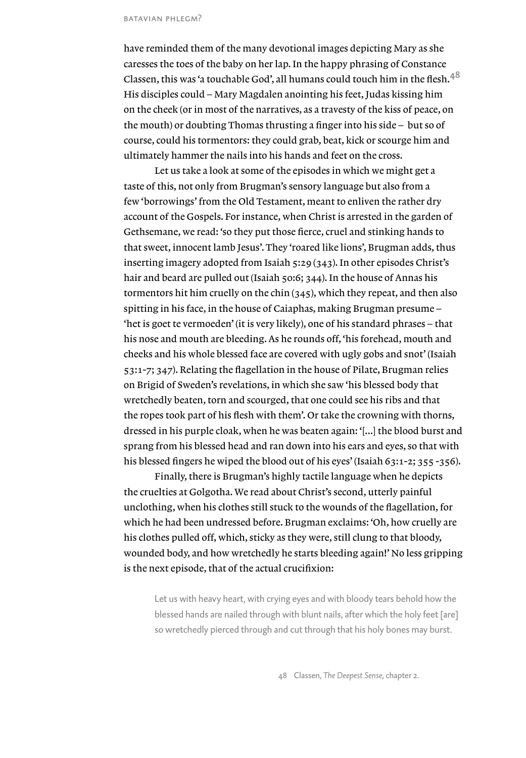have reminded them of the many devotional images depicting Mary as she caresses the toes of the baby on her lap. In the happy phrasing of Constance Classen, this was 'a touchable God', all humans could touch him in the flesh.[48] His disciples could – Mary Magdalen anointing his feet, Judas kissing him on the cheek (or in most of the narratives, as a travesty of the kiss of peace, on the mouth) or doubting Thomas thrusting a finger into his side – but so of course, could his tormentors: they could grab, beat, kick or scourge him and ultimately hammer the nails into his hands and feet on the cross.

Let us take a look at some of the episodes in which we might get a taste of this, not only from Brugman's sensory language but also from a few 'borrowings' from the Old Testament, meant to enliven the rather dry account of the Gospels. For instance, when Christ is arrested in the garden of Gethsemane, we read: 'so they put those fierce, cruel and stinking hands to that sweet, innocent lamb Jesus'. They 'roared like lions', Brugman adds, thus inserting imagery adopted from Isaiah 5:29 (343). In other episodes Christ's hair and beard are pulled out (Isaiah 50:6; 344). In the house of Annas his tormentors hit him cruelly on the chin (345), which they repeat, and then also spitting in his face, in the house of Caiaphas, making Brugman presume – 'het is goet te vermoeden' (it is very likely), one of his standard phrases – that his nose and mouth are bleeding. As he rounds off, 'his forehead, mouth and cheeks and his whole blessed face are covered with ugly gobs and snot' (Isaiah 53:1-7; 347). Relating the flagellation in the house of Pilate, Brugman relies on Brigid of Sweden's revelations, in which she saw 'his blessed body that wretchedly beaten, torn and scourged, that one could see his ribs and that the ropes took part of his flesh with them'. Or take the crowning with thorns, dressed in his purple cloak, when he was beaten again: '[...] the blood burst and sprang from his blessed head and ran down into his ears and eyes, so that with his blessed fingers he wiped the blood out of his eyes' (Isaiah 63:1-2; 355 -356).

Finally, there is Brugman's highly tactile language when he depicts the cruelties at Golgotha. We read about Christ's second, utterly painful unclothing, when his clothes still stuck to the wounds of the flagellation, for which he had been undressed before. Brugman exclaims: 'Oh, how cruelly are his clothes pulled off, which, sticky as they were, still clung to that bloody, wounded body, and how wretchedly he starts bleeding again!' No less gripping is the next episode, that of the actual crucifixion:

> Let us with heavy heart, with crying eyes and with bloody tears behold how the blessed hands are nailed through with blunt nails, after which the holy feet [are] so wretchedly pierced through and cut through that his holy bones may burst.

48 Classen, *The Deepest Sense*, chapter 2.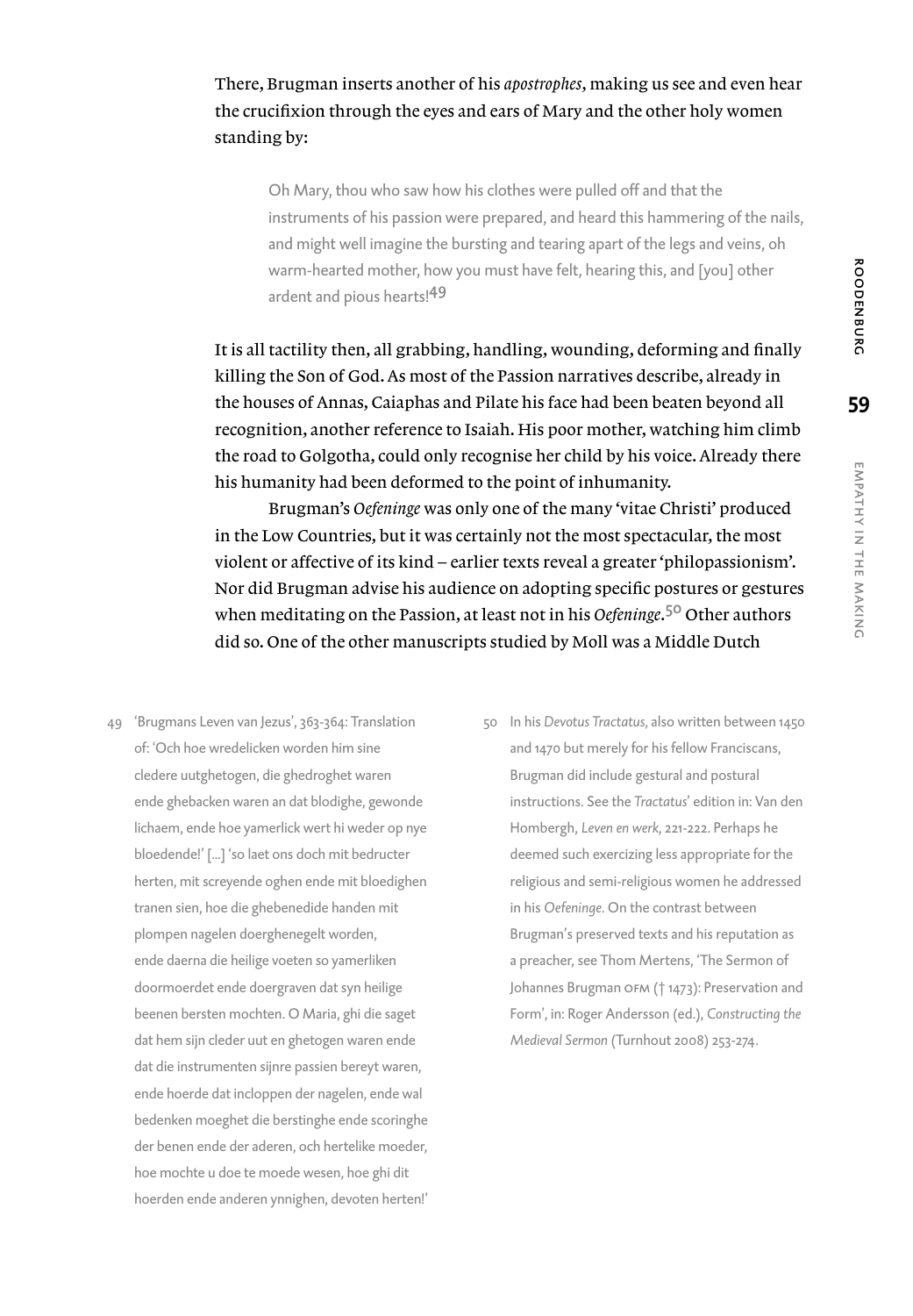There, Brugman inserts another of his *apostrophes*, making us see and even hear the crucifixion through the eyes and ears of Mary and the other holy women standing by:

> Oh Mary, thou who saw how his clothes were pulled off and that the instruments of his passion were prepared, and heard this hammering of the nails, and might well imagine the bursting and tearing apart of the legs and veins, oh warm-hearted mother, how you must have felt, hearing this, and [you] other ardent and pious hearts![49]

It is all tactility then, all grabbing, handling, wounding, deforming and finally killing the Son of God. As most of the Passion narratives describe, already in the houses of Annas, Caiaphas and Pilate his face had been beaten beyond all recognition, another reference to Isaiah. His poor mother, watching him climb the road to Golgotha, could only recognise her child by his voice. Already there his humanity had been deformed to the point of inhumanity.

Brugman's *Oefeninge* was only one of the many 'vitae Christi' produced in the Low Countries, but it was certainly not the most spectacular, the most violent or affective of its kind – earlier texts reveal a greater 'philopassionism'. Nor did Brugman advise his audience on adopting specific postures or gestures when meditating on the Passion, at least not in his *Oefeninge*.[50] Other authors did so. One of the other manuscripts studied by Moll was a Middle Dutch

49 'Brugmans Leven van Jezus', 363-364: Translation of: 'Och hoe wredelicken worden him sine cledere uutghetogen, die ghedroghet waren ende ghebacken waren an dat blodighe, gewonde lichaem, ende hoe yamerlick wert hi weder op nye bloedende!' [...] 'so laet ons doch mit bedructer herten, mit screyende oghen ende mit bloedighen tranen sien, hoe die ghebenedide handen mit plompen nagelen doerghenegelt worden, ende daerna die heilige voeten so yamerliken doormoerdet ende doergraven dat syn heilige beenen bersten mochten. O Maria, ghi die saget dat hem sijn cleder uut en ghetogen waren ende dat die instrumenten sijnre passien bereyt waren, ende hoerde dat incloppen der nagelen, ende wal bedenken moeghet die berstinghe ende scoringhe der benen ende der aderen, och hertelike moeder, hoe mochte u doe te moede wesen, hoe ghi dit hoerden ende anderen ynnighen, devoten herten!'

50 In his *Devotus Tractatus*, also written between 1450 and 1470 but merely for his fellow Franciscans, Brugman did include gestural and postural instructions. See the *Tractatus*' edition in: Van den Hombergh, *Leven en werk*, 221-222. Perhaps he deemed such exercizing less appropriate for the religious and semi-religious women he addressed in his *Oefeninge*. On the contrast between Brugman's preserved texts and his reputation as a preacher, see Thom Mertens, 'The Sermon of Johannes Brugman OFM († 1473): Preservation and Form', in: Roger Andersson (ed.), *Constructing the Medieval Sermon* (Turnhout 2008) 253-274.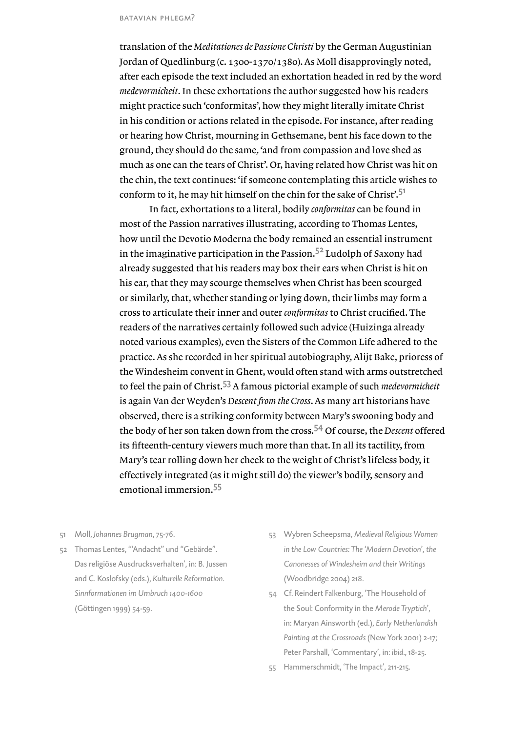translation of the *Meditationes de Passione Christi* by the German Augustinian Jordan of Quedlinburg (c. 1300-1370/1380). As Moll disapprovingly noted, after each episode the text included an exhortation headed in red by the word *medevormicheit*. In these exhortations the author suggested how his readers might practice such 'conformitas', how they might literally imitate Christ in his condition or actions related in the episode. For instance, after reading or hearing how Christ, mourning in Gethsemane, bent his face down to the ground, they should do the same, 'and from compassion and love shed as much as one can the tears of Christ'. Or, having related how Christ was hit on the chin, the text continues: 'if someone contemplating this article wishes to conform to it, he may hit himself on the chin for the sake of Christ'.[51]

In fact, exhortations to a literal, bodily *conformitas* can be found in most of the Passion narratives illustrating, according to Thomas Lentes, how until the Devotio Moderna the body remained an essential instrument in the imaginative participation in the Passion.[52] Ludolph of Saxony had already suggested that his readers may box their ears when Christ is hit on his ear, that they may scourge themselves when Christ has been scourged or similarly, that, whether standing or lying down, their limbs may form a cross to articulate their inner and outer *conformitas* to Christ crucified. The readers of the narratives certainly followed such advice (Huizinga already noted various examples), even the Sisters of the Common Life adhered to the practice. As she recorded in her spiritual autobiography, Alijt Bake, prioress of the Windesheim convent in Ghent, would often stand with arms outstretched to feel the pain of Christ.[53] A famous pictorial example of such *medevormicheit* is again Van der Weyden's *Descent from the Cross*. As many art historians have observed, there is a striking conformity between Mary's swooning body and the body of her son taken down from the cross.[54] Of course, the *Descent* offered its fifteenth-century viewers much more than that. In all its tactility, from Mary's tear rolling down her cheek to the weight of Christ's lifeless body, it effectively integrated (as it might still do) the viewer's bodily, sensory and emotional immersion.[55]

51 Moll, *Johannes Brugman*, 75-76.

52 Thomas Lentes, '"Andacht" und "Gebärde". Das religiöse Ausdrucksverhalten', in: B. Jussen and C. Koslofsky (eds.), *Kulturelle Reformation. Sinnformationen im Umbruch 1400-1600* (Göttingen 1999) 54-59.

53 Wybren Scheepsma, *Medieval Religious Women in the Low Countries: The 'Modern Devotion', the Canonesses of Windesheim and their Writings* (Woodbridge 2004) 218.

54 Cf. Reindert Falkenburg, 'The Household of the Soul: Conformity in the *Merode Tryptich*', in: Maryan Ainsworth (ed.), *Early Netherlandish Painting at the Crossroads* (New York 2001) 2-17; Peter Parshall, 'Commentary', in: *ibid.*, 18-25.

55 Hammerschmidt, 'The Impact', 211-215.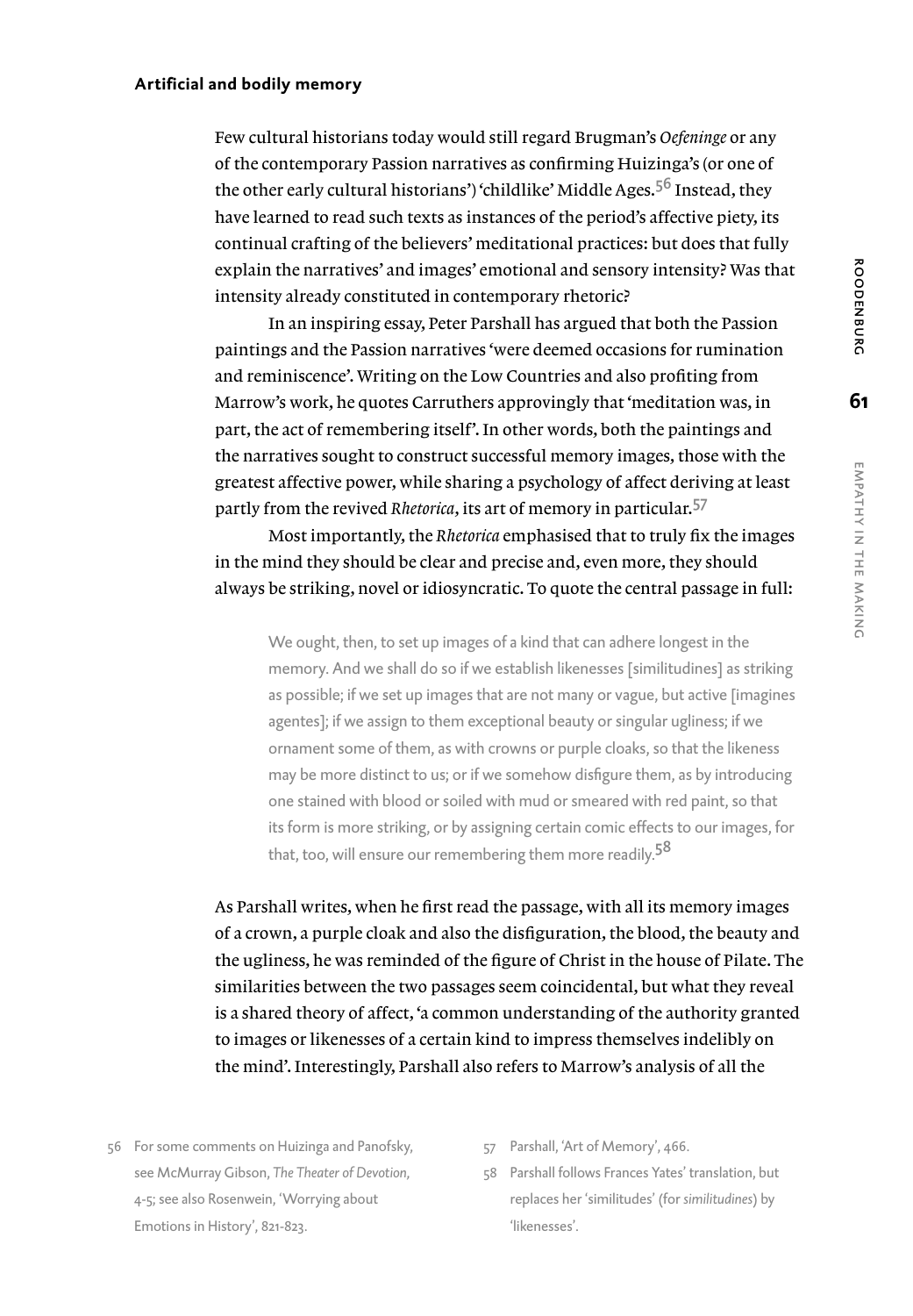### Artificial and bodily memory

Few cultural historians today would still regard Brugman's *Oefeninge* or any of the contemporary Passion narratives as confirming Huizinga's (or one of the other early cultural historians') 'childlike' Middle Ages.[56] Instead, they have learned to read such texts as instances of the period's affective piety, its continual crafting of the believers' meditational practices: but does that fully explain the narratives' and images' emotional and sensory intensity? Was that intensity already constituted in contemporary rhetoric?

In an inspiring essay, Peter Parshall has argued that both the Passion paintings and the Passion narratives 'were deemed occasions for rumination and reminiscence'. Writing on the Low Countries and also profiting from Marrow's work, he quotes Carruthers approvingly that 'meditation was, in part, the act of remembering itself'. In other words, both the paintings and the narratives sought to construct successful memory images, those with the greatest affective power, while sharing a psychology of affect deriving at least partly from the revived *Rhetorica*, its art of memory in particular.[57]

Most importantly, the *Rhetorica* emphasised that to truly fix the images in the mind they should be clear and precise and, even more, they should always be striking, novel or idiosyncratic. To quote the central passage in full:

> We ought, then, to set up images of a kind that can adhere longest in the memory. And we shall do so if we establish likenesses [similitudines] as striking as possible; if we set up images that are not many or vague, but active [imagines agentes]; if we assign to them exceptional beauty or singular ugliness; if we ornament some of them, as with crowns or purple cloaks, so that the likeness may be more distinct to us; or if we somehow disfigure them, as by introducing one stained with blood or soiled with mud or smeared with red paint, so that its form is more striking, or by assigning certain comic effects to our images, for that, too, will ensure our remembering them more readily.[58]

As Parshall writes, when he first read the passage, with all its memory images of a crown, a purple cloak and also the disfiguration, the blood, the beauty and the ugliness, he was reminded of the figure of Christ in the house of Pilate. The similarities between the two passages seem coincidental, but what they reveal is a shared theory of affect, 'a common understanding of the authority granted to images or likenesses of a certain kind to impress themselves indelibly on the mind'. Interestingly, Parshall also refers to Marrow's analysis of all the

---

56 For some comments on Huizinga and Panofsky, see McMurray Gibson, *The Theater of Devotion*, 4-5; see also Rosenwein, 'Worrying about Emotions in History', 821-823.

57 Parshall, 'Art of Memory', 466.

58 Parshall follows Frances Yates' translation, but replaces her 'similitudes' (for *similitudines*) by 'likenesses'.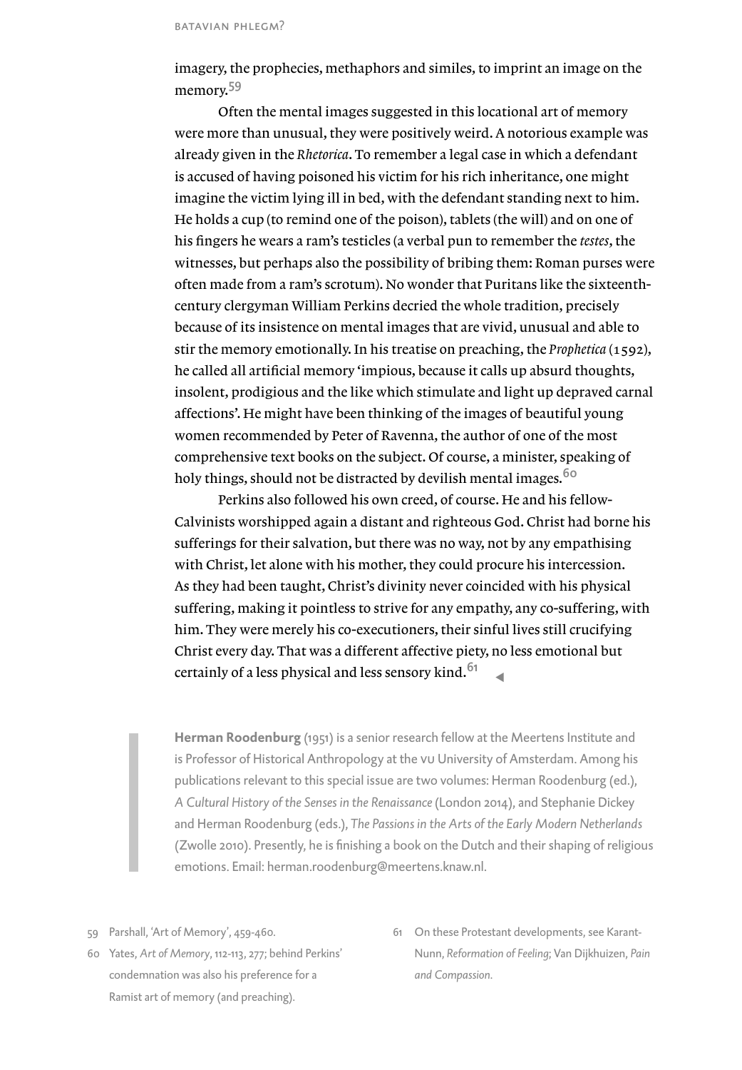imagery, the prophecies, methaphors and similes, to imprint an image on the memory.[59]

Often the mental images suggested in this locational art of memory were more than unusual, they were positively weird. A notorious example was already given in the *Rhetorica*. To remember a legal case in which a defendant is accused of having poisoned his victim for his rich inheritance, one might imagine the victim lying ill in bed, with the defendant standing next to him. He holds a cup (to remind one of the poison), tablets (the will) and on one of his fingers he wears a ram's testicles (a verbal pun to remember the *testes*, the witnesses, but perhaps also the possibility of bribing them: Roman purses were often made from a ram's scrotum). No wonder that Puritans like the sixteenth-century clergyman William Perkins decried the whole tradition, precisely because of its insistence on mental images that are vivid, unusual and able to stir the memory emotionally. In his treatise on preaching, the *Prophetica* (1592), he called all artificial memory 'impious, because it calls up absurd thoughts, insolent, prodigious and the like which stimulate and light up depraved carnal affections'. He might have been thinking of the images of beautiful young women recommended by Peter of Ravenna, the author of one of the most comprehensive text books on the subject. Of course, a minister, speaking of holy things, should not be distracted by devilish mental images.[60]

Perkins also followed his own creed, of course. He and his fellow-Calvinists worshipped again a distant and righteous God. Christ had borne his sufferings for their salvation, but there was no way, not by any empathising with Christ, let alone with his mother, they could procure his intercession. As they had been taught, Christ's divinity never coincided with his physical suffering, making it pointless to strive for any empathy, any co-suffering, with him. They were merely his co-executioners, their sinful lives still crucifying Christ every day. That was a different affective piety, no less emotional but certainly of a less physical and less sensory kind.[61] ◂

**Herman Roodenburg** (1951) is a senior research fellow at the Meertens Institute and is Professor of Historical Anthropology at the VU University of Amsterdam. Among his publications relevant to this special issue are two volumes: Herman Roodenburg (ed.), *A Cultural History of the Senses in the Renaissance* (London 2014), and Stephanie Dickey and Herman Roodenburg (eds.), *The Passions in the Arts of the Early Modern Netherlands* (Zwolle 2010). Presently, he is finishing a book on the Dutch and their shaping of religious emotions. Email: herman.roodenburg@meertens.knaw.nl.

59 Parshall, 'Art of Memory', 459-460.

60 Yates, *Art of Memory*, 112-113, 277; behind Perkins' condemnation was also his preference for a Ramist art of memory (and preaching).

61 On these Protestant developments, see Karant-Nunn, *Reformation of Feeling*; Van Dijkhuizen, *Pain and Compassion*.